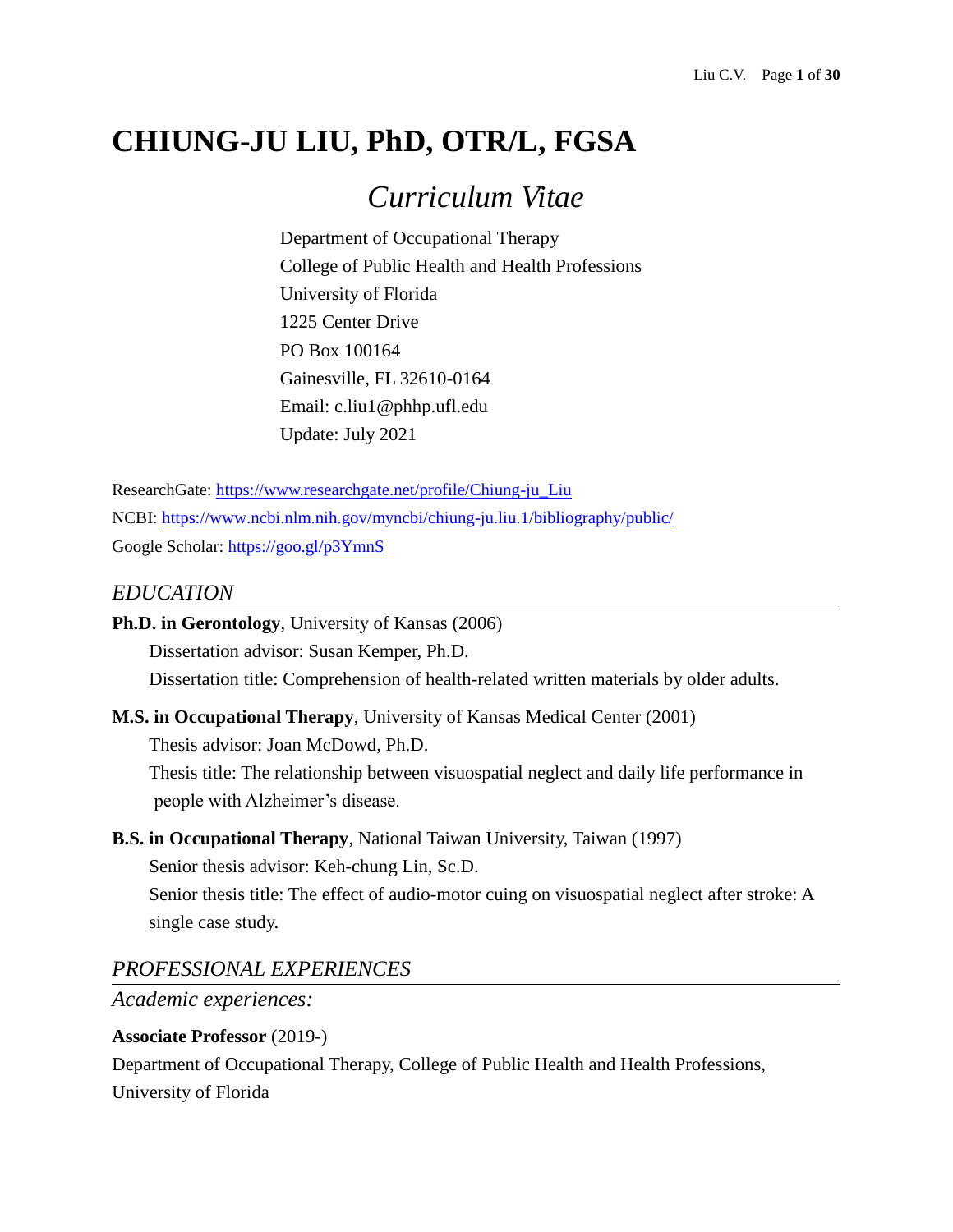# CHIUNG-JU LIU, PhD, OTR/L, FGSA

## *Curriculum Vitae*

Department of Occupational Therapy
College of Public Health and Health Professions
University of Florida
1225 Center Drive
PO Box 100164
Gainesville, FL 32610-0164
Email: c.liu1@phhp.ufl.edu
Update: July 2021

ResearchGate: https://www.researchgate.net/profile/Chiung-ju_Liu
NCBI: https://www.ncbi.nlm.nih.gov/myncbi/chiung-ju.liu.1/bibliography/public/
Google Scholar: https://goo.gl/p3YmnS

## *EDUCATION*

**Ph.D. in Gerontology**, University of Kansas (2006)
Dissertation advisor: Susan Kemper, Ph.D.
Dissertation title: Comprehension of health-related written materials by older adults.

**M.S. in Occupational Therapy**, University of Kansas Medical Center (2001)
Thesis advisor: Joan McDowd, Ph.D.
Thesis title: The relationship between visuospatial neglect and daily life performance in people with Alzheimer's disease.

**B.S. in Occupational Therapy**, National Taiwan University, Taiwan (1997)
Senior thesis advisor: Keh-chung Lin, Sc.D.
Senior thesis title: The effect of audio-motor cuing on visuospatial neglect after stroke: A single case study.

## *PROFESSIONAL EXPERIENCES*

### *Academic experiences:*

**Associate Professor** (2019-)
Department of Occupational Therapy, College of Public Health and Health Professions, University of Florida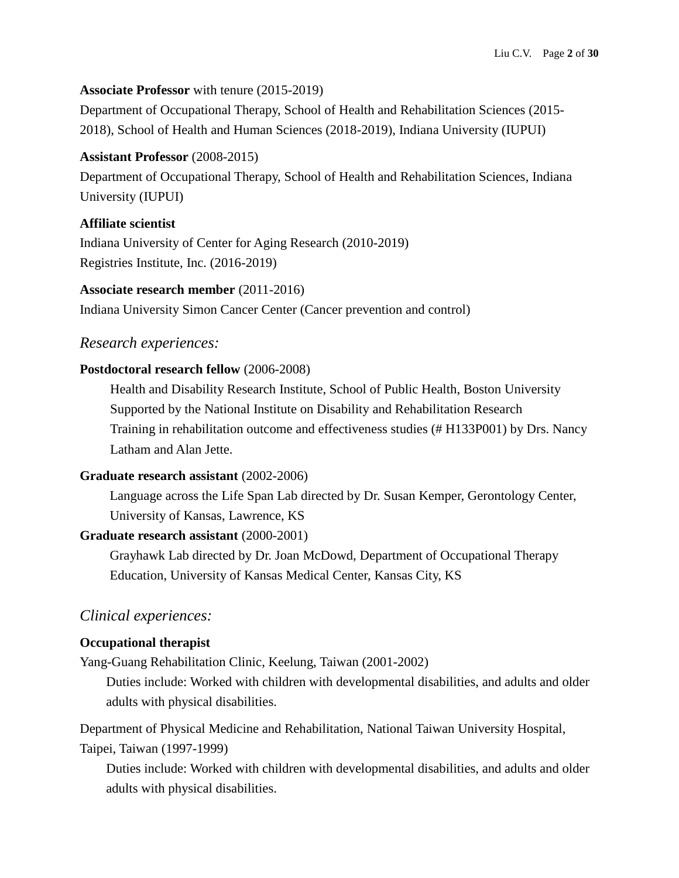**Associate Professor** with tenure (2015-2019)

Department of Occupational Therapy, School of Health and Rehabilitation Sciences (2015-2018), School of Health and Human Sciences (2018-2019), Indiana University (IUPUI)

**Assistant Professor** (2008-2015)

Department of Occupational Therapy, School of Health and Rehabilitation Sciences, Indiana University (IUPUI)

**Affiliate scientist**

Indiana University of Center for Aging Research (2010-2019)
Registries Institute, Inc. (2016-2019)

**Associate research member** (2011-2016)

Indiana University Simon Cancer Center (Cancer prevention and control)

## *Research experiences:*

**Postdoctoral research fellow** (2006-2008)

Health and Disability Research Institute, School of Public Health, Boston University
Supported by the National Institute on Disability and Rehabilitation Research
Training in rehabilitation outcome and effectiveness studies (# H133P001) by Drs. Nancy Latham and Alan Jette.

**Graduate research assistant** (2002-2006)

Language across the Life Span Lab directed by Dr. Susan Kemper, Gerontology Center, University of Kansas, Lawrence, KS

**Graduate research assistant** (2000-2001)

Grayhawk Lab directed by Dr. Joan McDowd, Department of Occupational Therapy Education, University of Kansas Medical Center, Kansas City, KS

## *Clinical experiences:*

**Occupational therapist**

Yang-Guang Rehabilitation Clinic, Keelung, Taiwan (2001-2002)

Duties include: Worked with children with developmental disabilities, and adults and older adults with physical disabilities.

Department of Physical Medicine and Rehabilitation, National Taiwan University Hospital, Taipei, Taiwan (1997-1999)

Duties include: Worked with children with developmental disabilities, and adults and older adults with physical disabilities.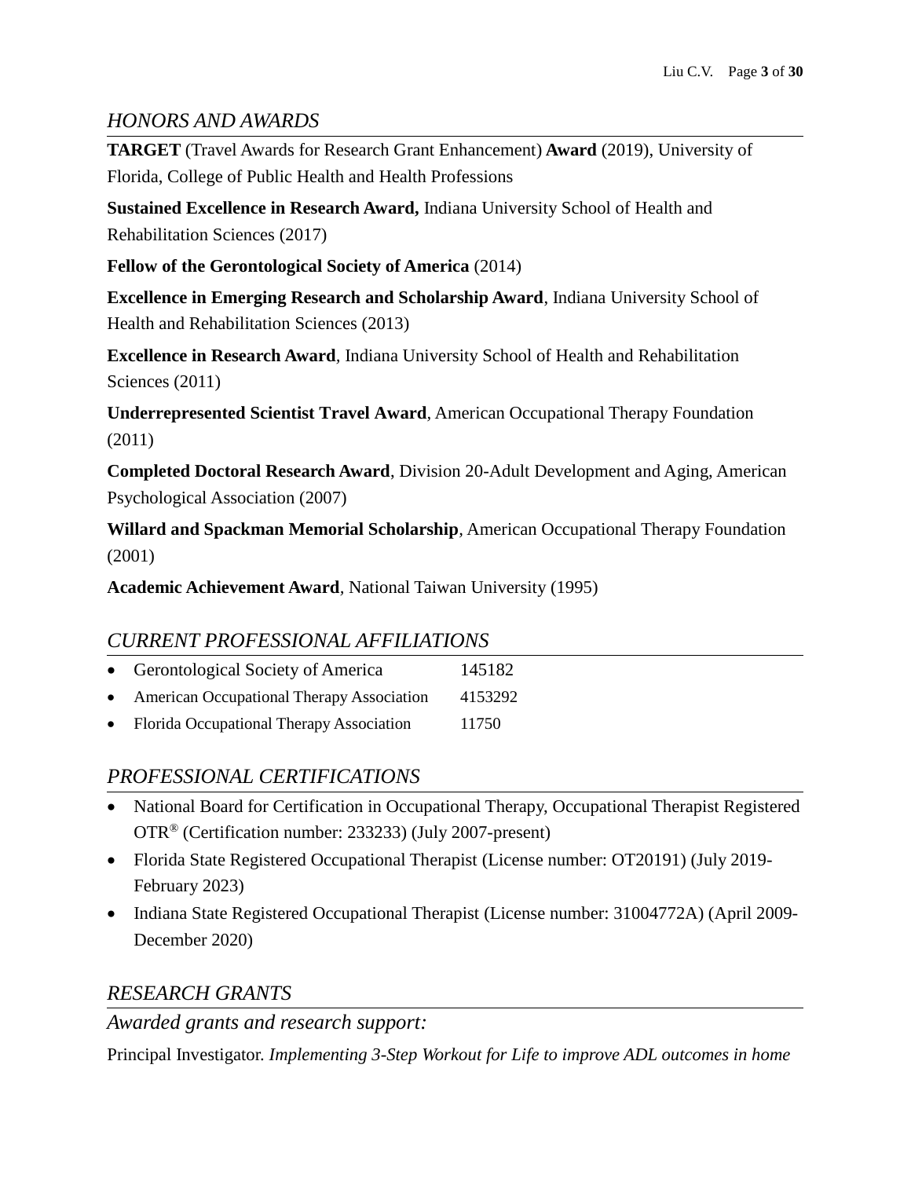## *HONORS AND AWARDS*

**TARGET** (Travel Awards for Research Grant Enhancement) **Award** (2019), University of Florida, College of Public Health and Health Professions

**Sustained Excellence in Research Award,** Indiana University School of Health and Rehabilitation Sciences (2017)

**Fellow of the Gerontological Society of America** (2014)

**Excellence in Emerging Research and Scholarship Award**, Indiana University School of Health and Rehabilitation Sciences (2013)

**Excellence in Research Award**, Indiana University School of Health and Rehabilitation Sciences (2011)

**Underrepresented Scientist Travel Award**, American Occupational Therapy Foundation (2011)

**Completed Doctoral Research Award**, Division 20-Adult Development and Aging, American Psychological Association (2007)

**Willard and Spackman Memorial Scholarship**, American Occupational Therapy Foundation (2001)

**Academic Achievement Award**, National Taiwan University (1995)

## *CURRENT PROFESSIONAL AFFILIATIONS*

- Gerontological Society of America 145182
- American Occupational Therapy Association 4153292
- Florida Occupational Therapy Association 11750

## *PROFESSIONAL CERTIFICATIONS*

- National Board for Certification in Occupational Therapy, Occupational Therapist Registered OTR® (Certification number: 233233) (July 2007-present)
- Florida State Registered Occupational Therapist (License number: OT20191) (July 2019-February 2023)
- Indiana State Registered Occupational Therapist (License number: 31004772A) (April 2009-December 2020)

## *RESEARCH GRANTS*

### *Awarded grants and research support:*

Principal Investigator. *Implementing 3-Step Workout for Life to improve ADL outcomes in home*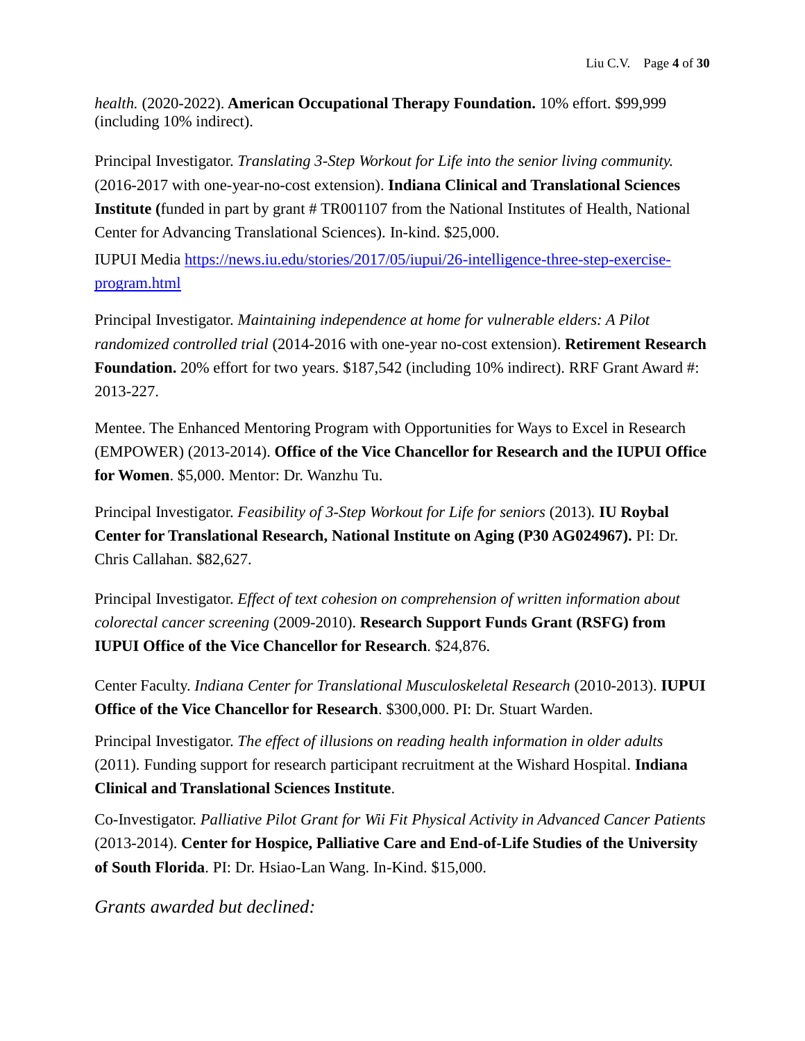*health.* (2020-2022). **American Occupational Therapy Foundation.** 10% effort. $99,999 (including 10% indirect).

Principal Investigator. *Translating 3-Step Workout for Life into the senior living community.* (2016-2017 with one-year-no-cost extension). **Indiana Clinical and Translational Sciences Institute (**funded in part by grant # TR001107 from the National Institutes of Health, National Center for Advancing Translational Sciences). In-kind. $25,000.

IUPUI Media [https://news.iu.edu/stories/2017/05/iupui/26-intelligence-three-step-exercise-program.html](https://news.iu.edu/stories/2017/05/iupui/26-intelligence-three-step-exercise-program.html)

Principal Investigator. *Maintaining independence at home for vulnerable elders: A Pilot randomized controlled trial* (2014-2016 with one-year no-cost extension). **Retirement Research Foundation.** 20% effort for two years. $187,542 (including 10% indirect). RRF Grant Award #: 2013-227.

Mentee. The Enhanced Mentoring Program with Opportunities for Ways to Excel in Research (EMPOWER) (2013-2014). **Office of the Vice Chancellor for Research and the IUPUI Office for Women**. $5,000. Mentor: Dr. Wanzhu Tu.

Principal Investigator. *Feasibility of 3-Step Workout for Life for seniors* (2013). **IU Roybal Center for Translational Research, National Institute on Aging (P30 AG024967).** PI: Dr. Chris Callahan. $82,627.

Principal Investigator. *Effect of text cohesion on comprehension of written information about colorectal cancer screening* (2009-2010). **Research Support Funds Grant (RSFG) from IUPUI Office of the Vice Chancellor for Research**. $24,876.

Center Faculty. *Indiana Center for Translational Musculoskeletal Research* (2010-2013). **IUPUI Office of the Vice Chancellor for Research**. $300,000. PI: Dr. Stuart Warden.

Principal Investigator. *The effect of illusions on reading health information in older adults* (2011). Funding support for research participant recruitment at the Wishard Hospital. **Indiana Clinical and Translational Sciences Institute**.

Co-Investigator. *Palliative Pilot Grant for Wii Fit Physical Activity in Advanced Cancer Patients* (2013-2014). **Center for Hospice, Palliative Care and End-of-Life Studies of the University of South Florida**. PI: Dr. Hsiao-Lan Wang. In-Kind. $15,000.

*Grants awarded but declined:*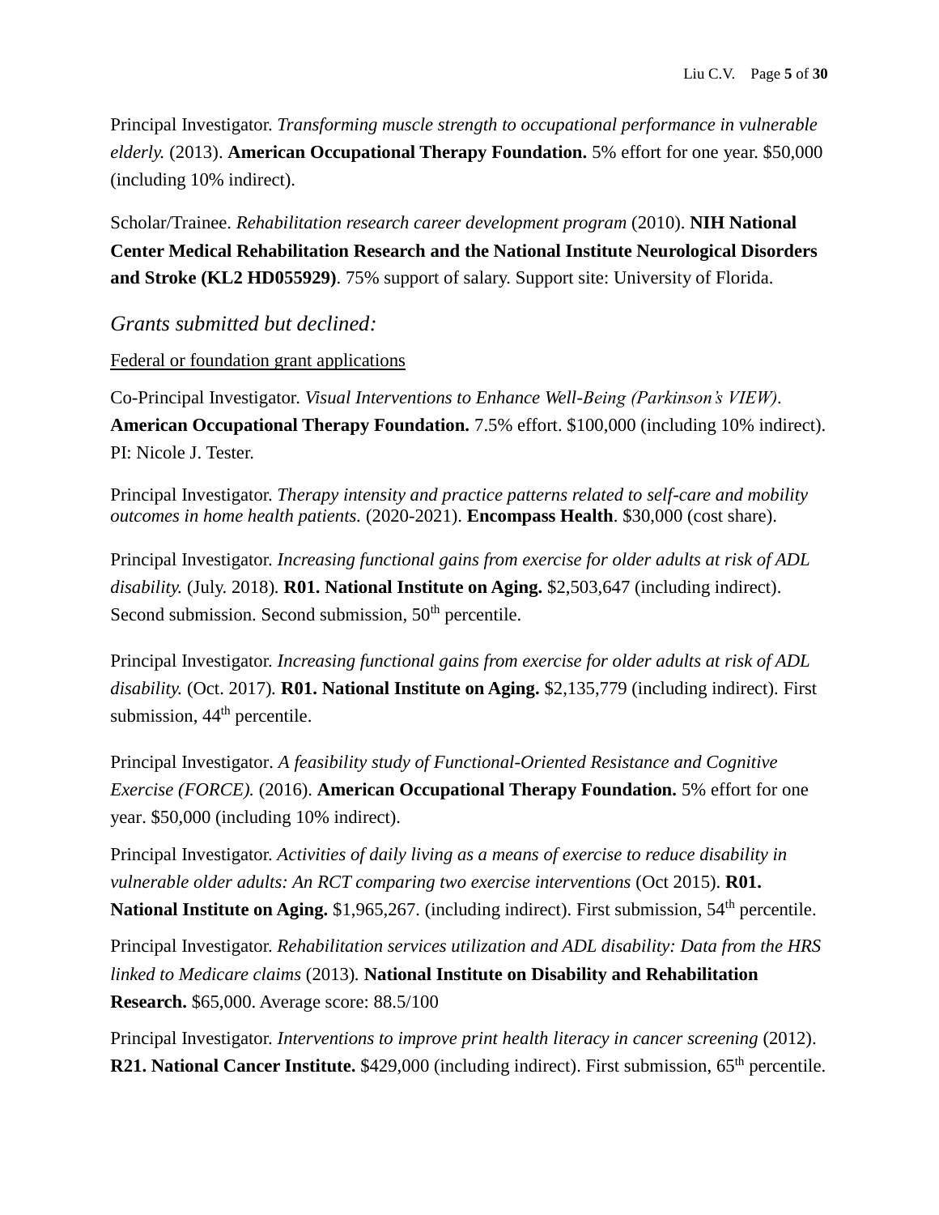Principal Investigator. *Transforming muscle strength to occupational performance in vulnerable elderly.* (2013). **American Occupational Therapy Foundation.** 5% effort for one year. $50,000 (including 10% indirect).

Scholar/Trainee. *Rehabilitation research career development program* (2010). **NIH National Center Medical Rehabilitation Research and the National Institute Neurological Disorders and Stroke (KL2 HD055929)**. 75% support of salary. Support site: University of Florida.

### *Grants submitted but declined:*

<u>Federal or foundation grant applications</u>

Co-Principal Investigator. *Visual Interventions to Enhance Well-Being (Parkinson's VIEW).* **American Occupational Therapy Foundation.** 7.5% effort. $100,000 (including 10% indirect). PI: Nicole J. Tester.

Principal Investigator. *Therapy intensity and practice patterns related to self-care and mobility outcomes in home health patients.* (2020-2021). **Encompass Health**. $30,000 (cost share).

Principal Investigator. *Increasing functional gains from exercise for older adults at risk of ADL disability.* (July. 2018). **R01. National Institute on Aging.** $2,503,647 (including indirect). Second submission. Second submission, 50th percentile.

Principal Investigator. *Increasing functional gains from exercise for older adults at risk of ADL disability.* (Oct. 2017). **R01. National Institute on Aging.** $2,135,779 (including indirect). First submission, 44th percentile.

Principal Investigator. *A feasibility study of Functional-Oriented Resistance and Cognitive Exercise (FORCE).* (2016). **American Occupational Therapy Foundation.** 5% effort for one year. $50,000 (including 10% indirect).

Principal Investigator. *Activities of daily living as a means of exercise to reduce disability in vulnerable older adults: An RCT comparing two exercise interventions* (Oct 2015). **R01. National Institute on Aging.** $1,965,267. (including indirect). First submission, 54th percentile.

Principal Investigator. *Rehabilitation services utilization and ADL disability: Data from the HRS linked to Medicare claims* (2013). **National Institute on Disability and Rehabilitation Research.** $65,000. Average score: 88.5/100

Principal Investigator. *Interventions to improve print health literacy in cancer screening* (2012). **R21. National Cancer Institute.** $429,000 (including indirect). First submission, 65th percentile.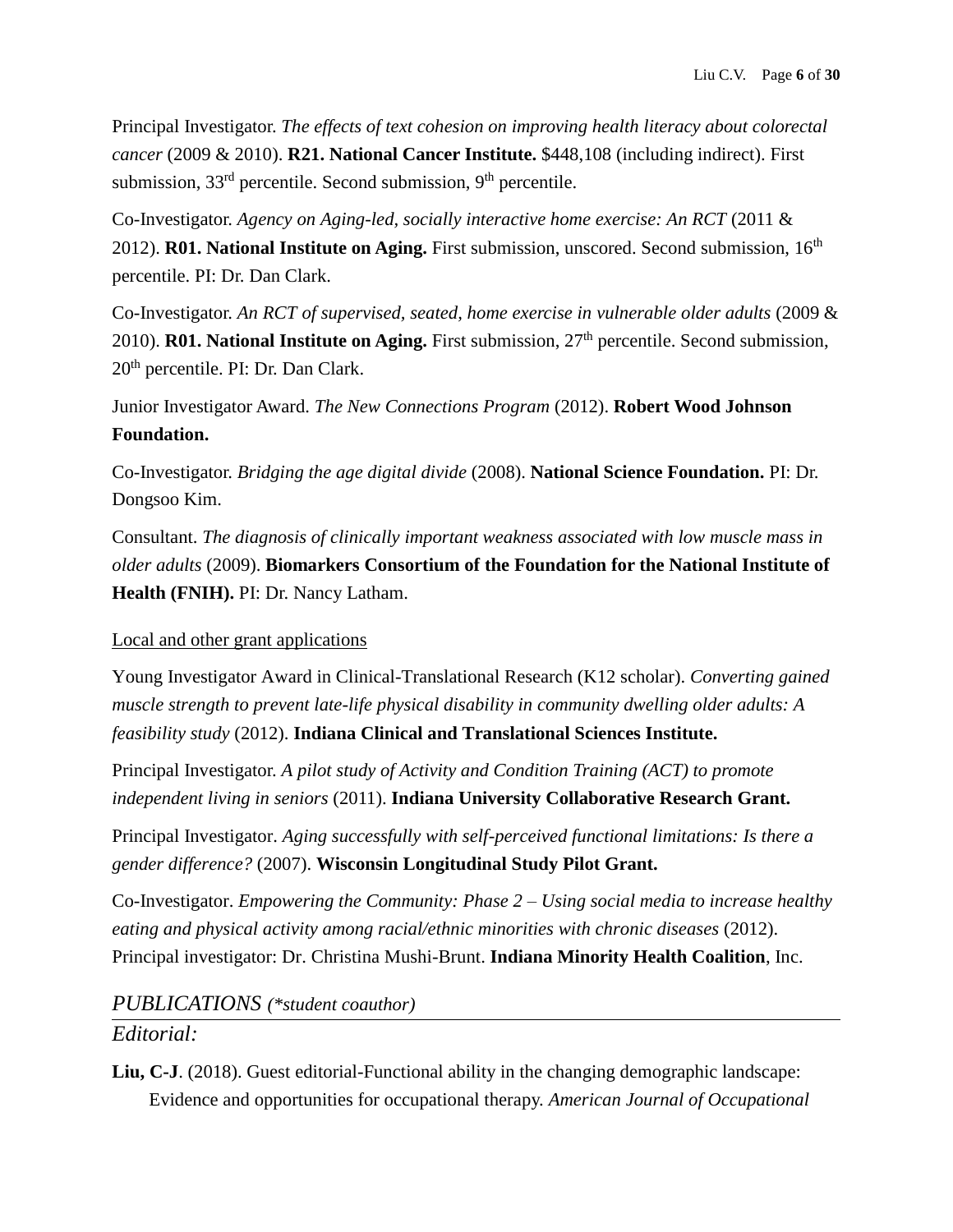Principal Investigator. *The effects of text cohesion on improving health literacy about colorectal cancer* (2009 & 2010). **R21. National Cancer Institute.** $448,108 (including indirect). First submission, 33rd percentile. Second submission, 9th percentile.

Co-Investigator. *Agency on Aging-led, socially interactive home exercise: An RCT* (2011 & 2012). **R01. National Institute on Aging.** First submission, unscored. Second submission, 16th percentile. PI: Dr. Dan Clark.

Co-Investigator. *An RCT of supervised, seated, home exercise in vulnerable older adults* (2009 & 2010). **R01. National Institute on Aging.** First submission, 27th percentile. Second submission, 20th percentile. PI: Dr. Dan Clark.

Junior Investigator Award. *The New Connections Program* (2012). **Robert Wood Johnson Foundation.**

Co-Investigator. *Bridging the age digital divide* (2008). **National Science Foundation.** PI: Dr. Dongsoo Kim.

Consultant. *The diagnosis of clinically important weakness associated with low muscle mass in older adults* (2009). **Biomarkers Consortium of the Foundation for the National Institute of Health (FNIH).** PI: Dr. Nancy Latham.

Local and other grant applications

Young Investigator Award in Clinical-Translational Research (K12 scholar). *Converting gained muscle strength to prevent late-life physical disability in community dwelling older adults: A feasibility study* (2012). **Indiana Clinical and Translational Sciences Institute.**

Principal Investigator. *A pilot study of Activity and Condition Training (ACT) to promote independent living in seniors* (2011). **Indiana University Collaborative Research Grant.**

Principal Investigator. *Aging successfully with self-perceived functional limitations: Is there a gender difference?* (2007). **Wisconsin Longitudinal Study Pilot Grant.**

Co-Investigator. *Empowering the Community: Phase 2 – Using social media to increase healthy eating and physical activity among racial/ethnic minorities with chronic diseases* (2012). Principal investigator: Dr. Christina Mushi-Brunt. **Indiana Minority Health Coalition**, Inc.

## *PUBLICATIONS (*student coauthor)*

### *Editorial:*

**Liu, C-J**. (2018). Guest editorial-Functional ability in the changing demographic landscape: Evidence and opportunities for occupational therapy. *American Journal of Occupational*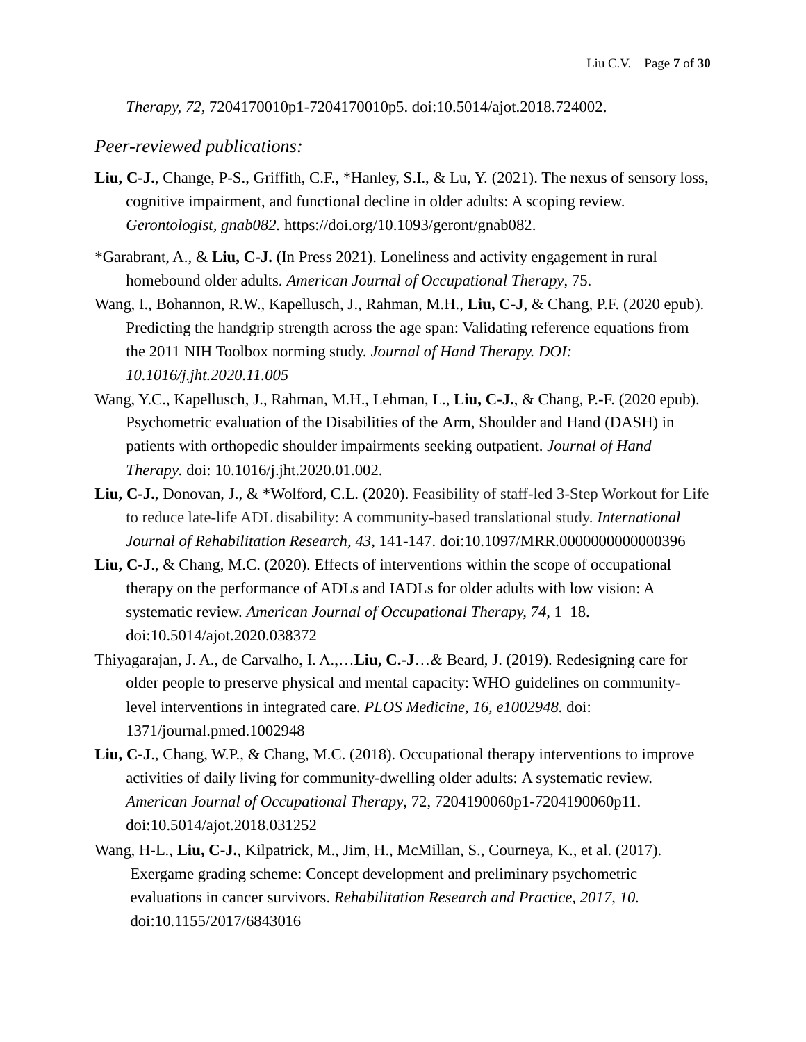*Therapy, 72,* 7204170010p1-7204170010p5. doi:10.5014/ajot.2018.724002.

## *Peer-reviewed publications:*

**Liu, C-J.**, Change, P-S., Griffith, C.F., *Hanley, S.I., & Lu, Y. (2021). The nexus of sensory loss, cognitive impairment, and functional decline in older adults: A scoping review. *Gerontologist, gnab082.* https://doi.org/10.1093/geront/gnab082.

*Garabrant, A., & **Liu, C-J.** (In Press 2021). Loneliness and activity engagement in rural homebound older adults. *American Journal of Occupational Therapy*, 75.

Wang, I., Bohannon, R.W., Kapellusch, J., Rahman, M.H., **Liu, C-J**, & Chang, P.F. (2020 epub). Predicting the handgrip strength across the age span: Validating reference equations from the 2011 NIH Toolbox norming study. *Journal of Hand Therapy. DOI: 10.1016/j.jht.2020.11.005*

Wang, Y.C., Kapellusch, J., Rahman, M.H., Lehman, L., **Liu, C-J.**, & Chang, P.-F. (2020 epub). Psychometric evaluation of the Disabilities of the Arm, Shoulder and Hand (DASH) in patients with orthopedic shoulder impairments seeking outpatient. *Journal of Hand Therapy.* doi: 10.1016/j.jht.2020.01.002.

**Liu, C-J.**, Donovan, J., & *Wolford, C.L. (2020). Feasibility of staff-led 3-Step Workout for Life to reduce late-life ADL disability: A community-based translational study. *International Journal of Rehabilitation Research, 43,* 141-147. doi:10.1097/MRR.0000000000000396

**Liu, C-J**., & Chang, M.C. (2020). Effects of interventions within the scope of occupational therapy on the performance of ADLs and IADLs for older adults with low vision: A systematic review. *American Journal of Occupational Therapy, 74,* 1–18. doi:10.5014/ajot.2020.038372

Thiyagarajan, J. A., de Carvalho, I. A.,…**Liu, C.-J**…& Beard, J. (2019). Redesigning care for older people to preserve physical and mental capacity: WHO guidelines on community-level interventions in integrated care. *PLOS Medicine, 16, e1002948.* doi: 1371/journal.pmed.1002948

**Liu, C-J**., Chang, W.P., & Chang, M.C. (2018). Occupational therapy interventions to improve activities of daily living for community-dwelling older adults: A systematic review. *American Journal of Occupational Therapy,* 72, 7204190060p1-7204190060p11. doi:10.5014/ajot.2018.031252

Wang, H-L., **Liu, C-J.**, Kilpatrick, M., Jim, H., McMillan, S., Courneya, K., et al. (2017). Exergame grading scheme: Concept development and preliminary psychometric evaluations in cancer survivors. *Rehabilitation Research and Practice, 2017, 10.* doi:10.1155/2017/6843016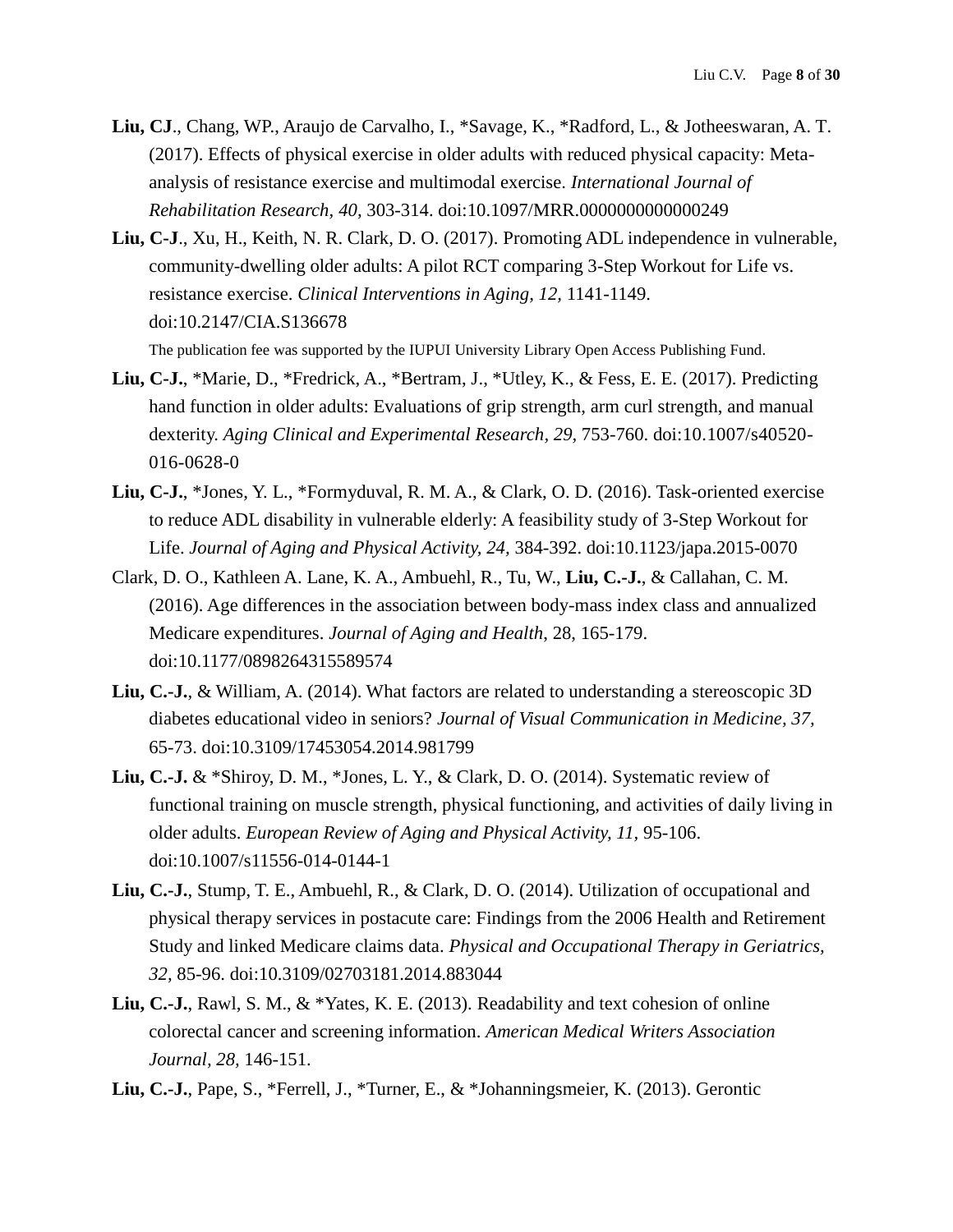**Liu, CJ**., Chang, WP., Araujo de Carvalho, I., *Savage, K., *Radford, L., & Jotheeswaran, A. T. (2017). Effects of physical exercise in older adults with reduced physical capacity: Meta-analysis of resistance exercise and multimodal exercise. *International Journal of Rehabilitation Research, 40,* 303-314. doi:10.1097/MRR.0000000000000249

**Liu, C-J**., Xu, H., Keith, N. R. Clark, D. O. (2017). Promoting ADL independence in vulnerable, community-dwelling older adults: A pilot RCT comparing 3-Step Workout for Life vs. resistance exercise. *Clinical Interventions in Aging, 12,* 1141-1149. doi:10.2147/CIA.S136678

The publication fee was supported by the IUPUI University Library Open Access Publishing Fund.

**Liu, C-J.**, *Marie, D., *Fredrick, A., *Bertram, J., *Utley, K., & Fess, E. E. (2017). Predicting hand function in older adults: Evaluations of grip strength, arm curl strength, and manual dexterity. *Aging Clinical and Experimental Research, 29*, 753-760. doi:10.1007/s40520-016-0628-0

**Liu, C-J.**, *Jones, Y. L., *Formyduval, R. M. A., & Clark, O. D. (2016). Task-oriented exercise to reduce ADL disability in vulnerable elderly: A feasibility study of 3-Step Workout for Life. *Journal of Aging and Physical Activity, 24,* 384-392. doi:10.1123/japa.2015-0070

Clark, D. O., Kathleen A. Lane, K. A., Ambuehl, R., Tu, W., **Liu, C.-J.**, & Callahan, C. M. (2016). Age differences in the association between body-mass index class and annualized Medicare expenditures. *Journal of Aging and Health*, 28, 165-179. doi:10.1177/0898264315589574

**Liu, C.-J.**, & William, A. (2014). What factors are related to understanding a stereoscopic 3D diabetes educational video in seniors? *Journal of Visual Communication in Medicine*, *37,* 65-73. doi:10.3109/17453054.2014.981799

**Liu, C.-J.** & *Shiroy, D. M., *Jones, L. Y., & Clark, D. O. (2014). Systematic review of functional training on muscle strength, physical functioning, and activities of daily living in older adults. *European Review of Aging and Physical Activity, 11,* 95-106. doi:10.1007/s11556-014-0144-1

**Liu, C.-J.**, Stump, T. E., Ambuehl, R., & Clark, D. O. (2014). Utilization of occupational and physical therapy services in postacute care: Findings from the 2006 Health and Retirement Study and linked Medicare claims data. *Physical and Occupational Therapy in Geriatrics, 32,* 85-96. doi:10.3109/02703181.2014.883044

**Liu, C.-J.**, Rawl, S. M., & *Yates, K. E. (2013). Readability and text cohesion of online colorectal cancer and screening information. *American Medical Writers Association Journal, 28,* 146-151.

**Liu, C.-J.**, Pape, S., *Ferrell, J., *Turner, E., & *Johanningsmeier, K. (2013). Gerontic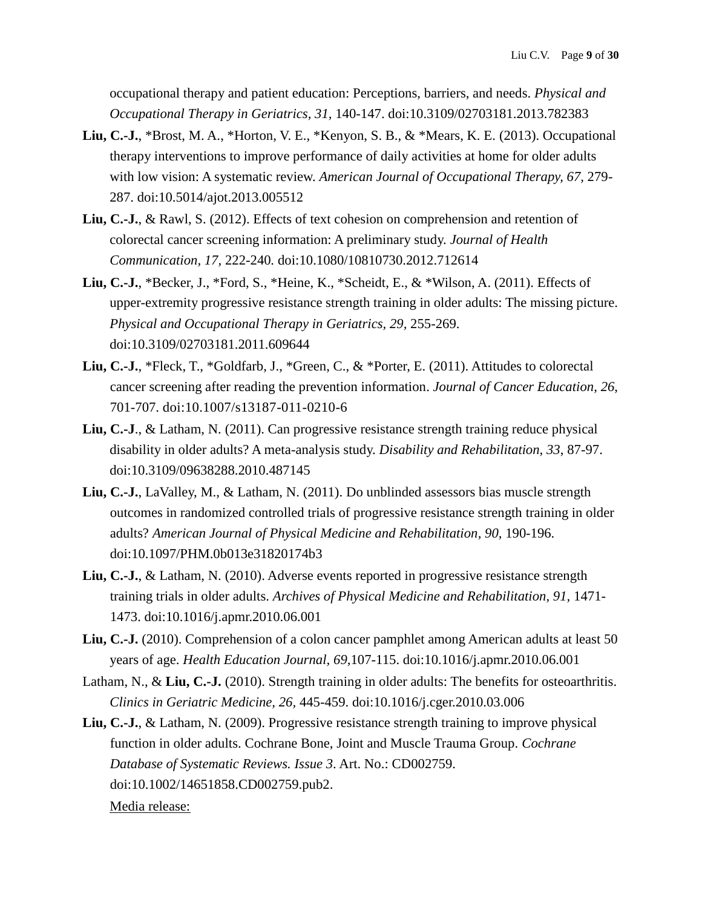occupational therapy and patient education: Perceptions, barriers, and needs. *Physical and Occupational Therapy in Geriatrics, 31,* 140-147. doi:10.3109/02703181.2013.782383

**Liu, C.-J.**, *Brost, M. A., *Horton, V. E., *Kenyon, S. B., & *Mears, K. E. (2013). Occupational therapy interventions to improve performance of daily activities at home for older adults with low vision: A systematic review. *American Journal of Occupational Therapy, 67,* 279-287. doi:10.5014/ajot.2013.005512

**Liu, C.-J.**, & Rawl, S. (2012). Effects of text cohesion on comprehension and retention of colorectal cancer screening information: A preliminary study. *Journal of Health Communication, 17,* 222-240. doi:10.1080/10810730.2012.712614

**Liu, C.-J.**, *Becker, J., *Ford, S., *Heine, K., *Scheidt, E., & *Wilson, A. (2011). Effects of upper-extremity progressive resistance strength training in older adults: The missing picture. *Physical and Occupational Therapy in Geriatrics, 29,* 255-269. doi:10.3109/02703181.2011.609644

**Liu, C.-J.**, *Fleck, T., *Goldfarb, J., *Green, C., & *Porter, E. (2011). Attitudes to colorectal cancer screening after reading the prevention information. *Journal of Cancer Education, 26*, 701-707. doi:10.1007/s13187-011-0210-6

**Liu, C.-J**., & Latham, N. (2011). Can progressive resistance strength training reduce physical disability in older adults? A meta-analysis study. *Disability and Rehabilitation, 33*, 87-97. doi:10.3109/09638288.2010.487145

**Liu, C.-J.**, LaValley, M., & Latham, N. (2011). Do unblinded assessors bias muscle strength outcomes in randomized controlled trials of progressive resistance strength training in older adults? *American Journal of Physical Medicine and Rehabilitation, 90,* 190-196. doi:10.1097/PHM.0b013e31820174b3

**Liu, C.-J.**, & Latham, N. (2010). Adverse events reported in progressive resistance strength training trials in older adults. *Archives of Physical Medicine and Rehabilitation, 91,* 1471-1473. doi:10.1016/j.apmr.2010.06.001

**Liu, C.-J.** (2010). Comprehension of a colon cancer pamphlet among American adults at least 50 years of age. *Health Education Journal, 69,*107-115. doi:10.1016/j.apmr.2010.06.001

Latham, N., & **Liu, C.-J.** (2010). Strength training in older adults: The benefits for osteoarthritis. *Clinics in Geriatric Medicine, 26,* 445-459. doi:10.1016/j.cger.2010.03.006

**Liu, C.-J.**, & Latham, N. (2009). Progressive resistance strength training to improve physical function in older adults. Cochrane Bone, Joint and Muscle Trauma Group. *Cochrane Database of Systematic Reviews. Issue 3*. Art. No.: CD002759. doi:10.1002/14651858.CD002759.pub2.

Media release: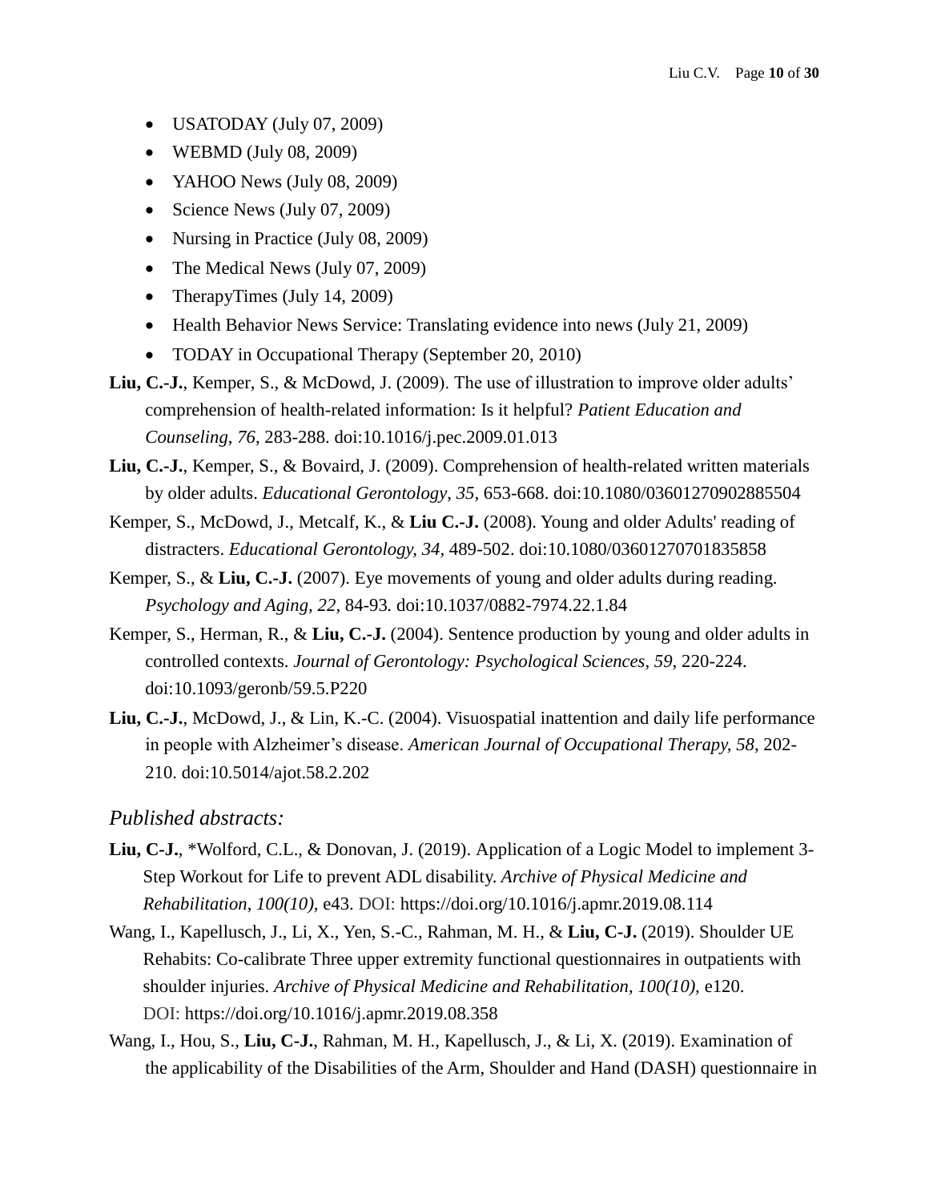- USATODAY (July 07, 2009)
- WEBMD (July 08, 2009)
- YAHOO News (July 08, 2009)
- Science News (July 07, 2009)
- Nursing in Practice (July 08, 2009)
- The Medical News (July 07, 2009)
- TherapyTimes (July 14, 2009)
- Health Behavior News Service: Translating evidence into news (July 21, 2009)
- TODAY in Occupational Therapy (September 20, 2010)

**Liu, C.-J.**, Kemper, S., & McDowd, J. (2009). The use of illustration to improve older adults' comprehension of health-related information: Is it helpful? *Patient Education and Counseling*, *76*, 283-288. doi:10.1016/j.pec.2009.01.013

**Liu, C.-J.**, Kemper, S., & Bovaird, J. (2009). Comprehension of health-related written materials by older adults. *Educational Gerontology*, *35*, 653-668. doi:10.1080/03601270902885504

Kemper, S., McDowd, J., Metcalf, K., & **Liu C.-J.** (2008). Young and older Adults' reading of distracters. *Educational Gerontology, 34*, 489-502. doi:10.1080/03601270701835858

Kemper, S., & **Liu, C.-J.** (2007). Eye movements of young and older adults during reading. *Psychology and Aging, 22,* 84-93*.* doi:10.1037/0882-7974.22.1.84

Kemper, S., Herman, R., & **Liu, C.-J.** (2004). Sentence production by young and older adults in controlled contexts. *Journal of Gerontology: Psychological Sciences, 59*, 220-224. doi:10.1093/geronb/59.5.P220

**Liu, C.-J.**, McDowd, J., & Lin, K.-C. (2004). Visuospatial inattention and daily life performance in people with Alzheimer's disease. *American Journal of Occupational Therapy, 58,* 202-210. doi:10.5014/ajot.58.2.202

## *Published abstracts:*

**Liu, C-J.**, *Wolford, C.L., & Donovan, J. (2019). Application of a Logic Model to implement 3-Step Workout for Life to prevent ADL disability. *Archive of Physical Medicine and Rehabilitation*, *100(10)*, e43. DOI: https://doi.org/10.1016/j.apmr.2019.08.114

Wang, I., Kapellusch, J., Li, X., Yen, S.-C., Rahman, M. H., & **Liu, C-J.** (2019). Shoulder UE Rehabits: Co-calibrate Three upper extremity functional questionnaires in outpatients with shoulder injuries. *Archive of Physical Medicine and Rehabilitation*, *100(10),* e120. DOI: https://doi.org/10.1016/j.apmr.2019.08.358

Wang, I., Hou, S., **Liu, C-J.**, Rahman, M. H., Kapellusch, J., & Li, X. (2019). Examination of the applicability of the Disabilities of the Arm, Shoulder and Hand (DASH) questionnaire in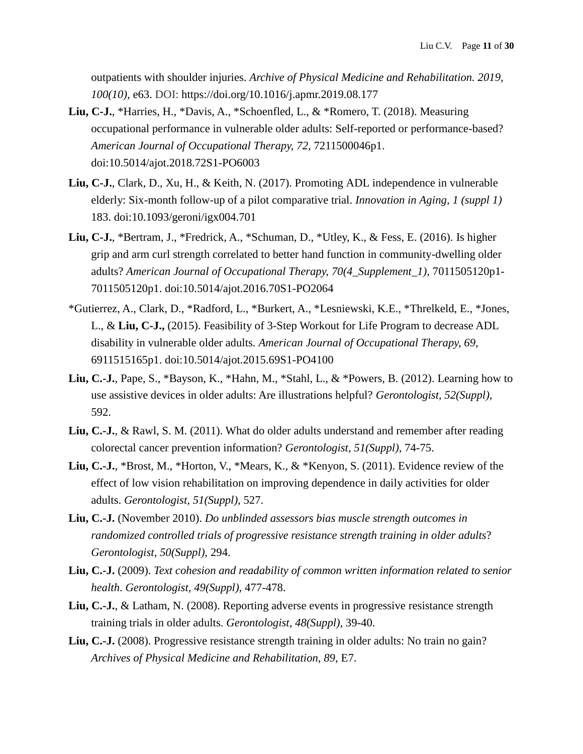outpatients with shoulder injuries. *Archive of Physical Medicine and Rehabilitation. 2019, 100(10)*, e63. DOI: https://doi.org/10.1016/j.apmr.2019.08.177

**Liu, C-J.**, *Harries, H., *Davis, A., *Schoenfled, L., & *Romero, T. (2018). Measuring occupational performance in vulnerable older adults: Self-reported or performance-based? *American Journal of Occupational Therapy, 72*, 7211500046p1. doi:10.5014/ajot.2018.72S1-PO6003

**Liu, C-J.**, Clark, D., Xu, H., & Keith, N. (2017). Promoting ADL independence in vulnerable elderly: Six-month follow-up of a pilot comparative trial. *Innovation in Aging, 1 (suppl 1)* 183. doi:10.1093/geroni/igx004.701

**Liu, C-J.**, *Bertram, J., *Fredrick, A., *Schuman, D., *Utley, K., & Fess, E. (2016). Is higher grip and arm curl strength correlated to better hand function in community-dwelling older adults? *American Journal of Occupational Therapy, 70(4_Supplement_1)*, 7011505120p1-7011505120p1. doi:10.5014/ajot.2016.70S1-PO2064

*Gutierrez, A., Clark, D., *Radford, L., *Burkert, A., *Lesniewski, K.E., *Threlkeld, E., *Jones, L., & **Liu, C-J.,** (2015). Feasibility of 3-Step Workout for Life Program to decrease ADL disability in vulnerable older adults. *American Journal of Occupational Therapy, 69*, 6911515165p1. doi:10.5014/ajot.2015.69S1-PO4100

**Liu, C.-J.**, Pape, S., *Bayson, K., *Hahn, M., *Stahl, L., & *Powers, B. (2012). Learning how to use assistive devices in older adults: Are illustrations helpful? *Gerontologist, 52(Suppl)*, 592.

**Liu, C.-J.**, & Rawl, S. M. (2011). What do older adults understand and remember after reading colorectal cancer prevention information? *Gerontologist, 51(Suppl)*, 74-75.

**Liu, C.-J.**, *Brost, M., *Horton, V., *Mears, K., & *Kenyon, S. (2011). Evidence review of the effect of low vision rehabilitation on improving dependence in daily activities for older adults. *Gerontologist, 51(Suppl)*, 527.

**Liu, C.-J.** (November 2010). *Do unblinded assessors bias muscle strength outcomes in randomized controlled trials of progressive resistance strength training in older adults*? *Gerontologist, 50(Suppl)*, 294.

**Liu, C.-J.** (2009). *Text cohesion and readability of common written information related to senior health. Gerontologist, 49(Suppl)*, 477-478.

**Liu, C.-J.**, & Latham, N. (2008). Reporting adverse events in progressive resistance strength training trials in older adults. *Gerontologist, 48(Suppl)*, 39-40.

**Liu, C.-J.** (2008). Progressive resistance strength training in older adults: No train no gain? *Archives of Physical Medicine and Rehabilitation, 89*, E7.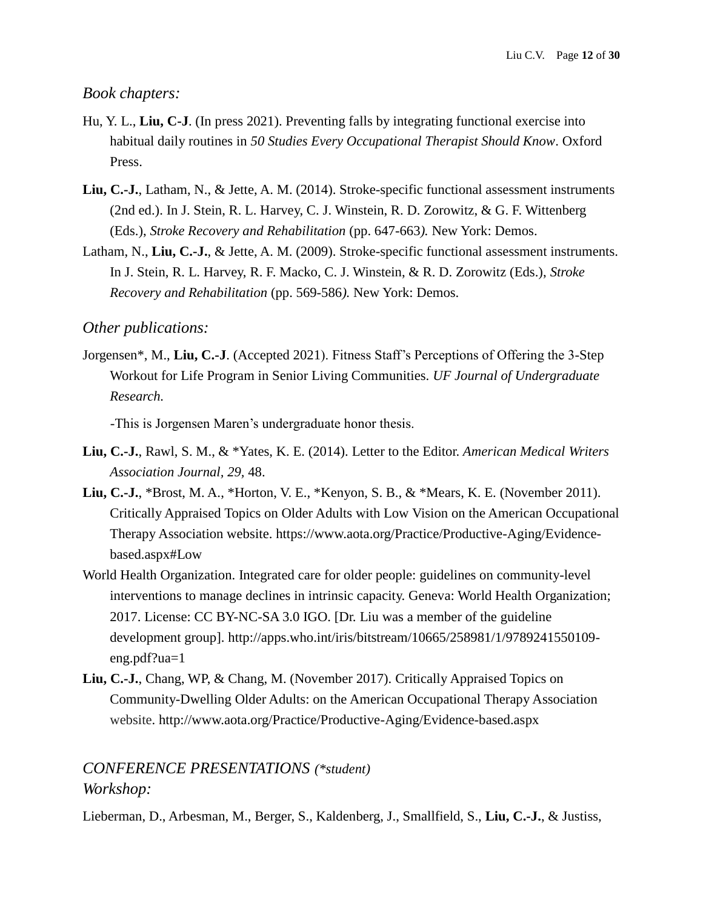*Book chapters:*

Hu, Y. L., **Liu, C-J**. (In press 2021). Preventing falls by integrating functional exercise into habitual daily routines in *50 Studies Every Occupational Therapist Should Know*. Oxford Press.

**Liu, C.-J.**, Latham, N., & Jette, A. M. (2014). Stroke-specific functional assessment instruments (2nd ed.). In J. Stein, R. L. Harvey, C. J. Winstein, R. D. Zorowitz, & G. F. Wittenberg (Eds.), *Stroke Recovery and Rehabilitation* (pp. 647-663*).* New York: Demos.

Latham, N., **Liu, C.-J.**, & Jette, A. M. (2009). Stroke-specific functional assessment instruments. In J. Stein, R. L. Harvey, R. F. Macko, C. J. Winstein, & R. D. Zorowitz (Eds.), *Stroke Recovery and Rehabilitation* (pp. 569-586*).* New York: Demos.

*Other publications:*

Jorgensen*, M., **Liu, C.-J**. (Accepted 2021). Fitness Staff's Perceptions of Offering the 3-Step Workout for Life Program in Senior Living Communities. *UF Journal of Undergraduate Research.*

-This is Jorgensen Maren's undergraduate honor thesis.

**Liu, C.-J.**, Rawl, S. M., & *Yates, K. E. (2014). Letter to the Editor. *American Medical Writers Association Journal*, *29,* 48.

**Liu, C.-J.**, *Brost, M. A., *Horton, V. E., *Kenyon, S. B., & *Mears, K. E. (November 2011). Critically Appraised Topics on Older Adults with Low Vision on the American Occupational Therapy Association website. https://www.aota.org/Practice/Productive-Aging/Evidence-based.aspx#Low

World Health Organization. Integrated care for older people: guidelines on community-level interventions to manage declines in intrinsic capacity. Geneva: World Health Organization; 2017. License: CC BY-NC-SA 3.0 IGO. [Dr. Liu was a member of the guideline development group]. http://apps.who.int/iris/bitstream/10665/258981/1/9789241550109-eng.pdf?ua=1

**Liu, C.-J.**, Chang, WP, & Chang, M. (November 2017). Critically Appraised Topics on Community-Dwelling Older Adults: on the American Occupational Therapy Association website. http://www.aota.org/Practice/Productive-Aging/Evidence-based.aspx

## *CONFERENCE PRESENTATIONS (*student)*

*Workshop:*

Lieberman, D., Arbesman, M., Berger, S., Kaldenberg, J., Smallfield, S., **Liu, C.-J.**, & Justiss,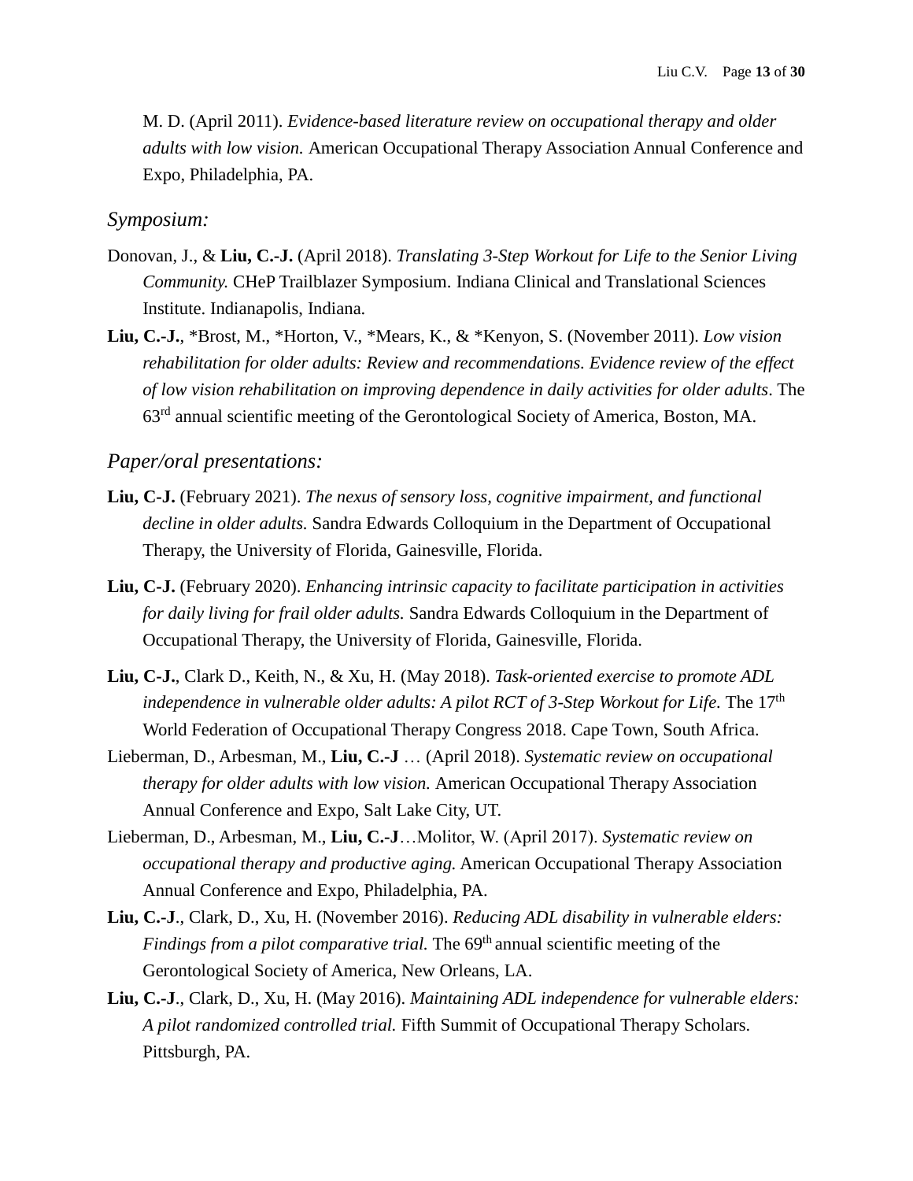M. D. (April 2011). *Evidence-based literature review on occupational therapy and older adults with low vision.* American Occupational Therapy Association Annual Conference and Expo, Philadelphia, PA.

### *Symposium:*

Donovan, J., & **Liu, C.-J.** (April 2018). *Translating 3-Step Workout for Life to the Senior Living Community.* CHeP Trailblazer Symposium. Indiana Clinical and Translational Sciences Institute. Indianapolis, Indiana.

**Liu, C.-J.**, *Brost, M., *Horton, V., *Mears, K., & *Kenyon, S. (November 2011). *Low vision rehabilitation for older adults: Review and recommendations. Evidence review of the effect of low vision rehabilitation on improving dependence in daily activities for older adults*. The 63rd annual scientific meeting of the Gerontological Society of America, Boston, MA.

### *Paper/oral presentations:*

**Liu, C-J.** (February 2021). *The nexus of sensory loss, cognitive impairment, and functional decline in older adults.* Sandra Edwards Colloquium in the Department of Occupational Therapy, the University of Florida, Gainesville, Florida.

**Liu, C-J.** (February 2020). *Enhancing intrinsic capacity to facilitate participation in activities for daily living for frail older adults.* Sandra Edwards Colloquium in the Department of Occupational Therapy, the University of Florida, Gainesville, Florida.

**Liu, C-J.**, Clark D., Keith, N., & Xu, H. (May 2018). *Task-oriented exercise to promote ADL independence in vulnerable older adults: A pilot RCT of 3-Step Workout for Life.* The 17th World Federation of Occupational Therapy Congress 2018. Cape Town, South Africa.

Lieberman, D., Arbesman, M., **Liu, C.-J** … (April 2018). *Systematic review on occupational therapy for older adults with low vision.* American Occupational Therapy Association Annual Conference and Expo, Salt Lake City, UT.

Lieberman, D., Arbesman, M., **Liu, C.-J**…Molitor, W. (April 2017). *Systematic review on occupational therapy and productive aging.* American Occupational Therapy Association Annual Conference and Expo, Philadelphia, PA.

**Liu, C.-J**., Clark, D., Xu, H. (November 2016). *Reducing ADL disability in vulnerable elders: Findings from a pilot comparative trial.* The 69th annual scientific meeting of the Gerontological Society of America, New Orleans, LA.

**Liu, C.-J**., Clark, D., Xu, H. (May 2016). *Maintaining ADL independence for vulnerable elders: A pilot randomized controlled trial.* Fifth Summit of Occupational Therapy Scholars. Pittsburgh, PA.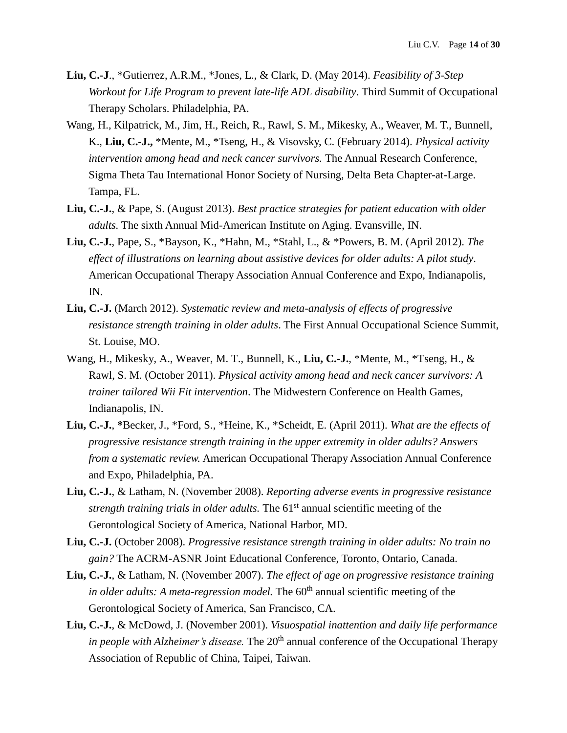**Liu, C.-J**., *Gutierrez, A.R.M., *Jones, L., & Clark, D. (May 2014). *Feasibility of 3-Step Workout for Life Program to prevent late-life ADL disability*. Third Summit of Occupational Therapy Scholars. Philadelphia, PA.

Wang, H., Kilpatrick, M., Jim, H., Reich, R., Rawl, S. M., Mikesky, A., Weaver, M. T., Bunnell, K., **Liu, C.-J.,** *Mente, M., *Tseng, H., & Visovsky, C. (February 2014). *Physical activity intervention among head and neck cancer survivors.* The Annual Research Conference, Sigma Theta Tau International Honor Society of Nursing, Delta Beta Chapter-at-Large. Tampa, FL.

**Liu, C.-J.**, & Pape, S. (August 2013). *Best practice strategies for patient education with older adults.* The sixth Annual Mid-American Institute on Aging. Evansville, IN.

**Liu, C.-J.**, Pape, S., *Bayson, K., *Hahn, M., *Stahl, L., & *Powers, B. M. (April 2012). *The effect of illustrations on learning about assistive devices for older adults: A pilot study*. American Occupational Therapy Association Annual Conference and Expo, Indianapolis, IN.

**Liu, C.-J.** (March 2012). *Systematic review and meta-analysis of effects of progressive resistance strength training in older adults*. The First Annual Occupational Science Summit, St. Louise, MO.

Wang, H., Mikesky, A., Weaver, M. T., Bunnell, K., **Liu, C.-J.**, *Mente, M., *Tseng, H., & Rawl, S. M. (October 2011). *Physical activity among head and neck cancer survivors: A trainer tailored Wii Fit intervention*. The Midwestern Conference on Health Games, Indianapolis, IN.

**Liu, C.-J.**, ***Becker, J., *Ford, S., *Heine, K., *Scheidt, E. (April 2011). *What are the effects of progressive resistance strength training in the upper extremity in older adults? Answers from a systematic review.* American Occupational Therapy Association Annual Conference and Expo, Philadelphia, PA.

**Liu, C.-J.**, & Latham, N. (November 2008). *Reporting adverse events in progressive resistance strength training trials in older adults.* The 61st annual scientific meeting of the Gerontological Society of America, National Harbor, MD.

**Liu, C.-J.** (October 2008). *Progressive resistance strength training in older adults: No train no gain?* The ACRM-ASNR Joint Educational Conference, Toronto, Ontario, Canada.

**Liu, C.-J.**, & Latham, N. (November 2007). *The effect of age on progressive resistance training in older adults: A meta-regression model.* The 60th annual scientific meeting of the Gerontological Society of America, San Francisco, CA.

**Liu, C.-J.**, & McDowd, J. (November 2001). *Visuospatial inattention and daily life performance in people with Alzheimer's disease.* The 20th annual conference of the Occupational Therapy Association of Republic of China, Taipei, Taiwan.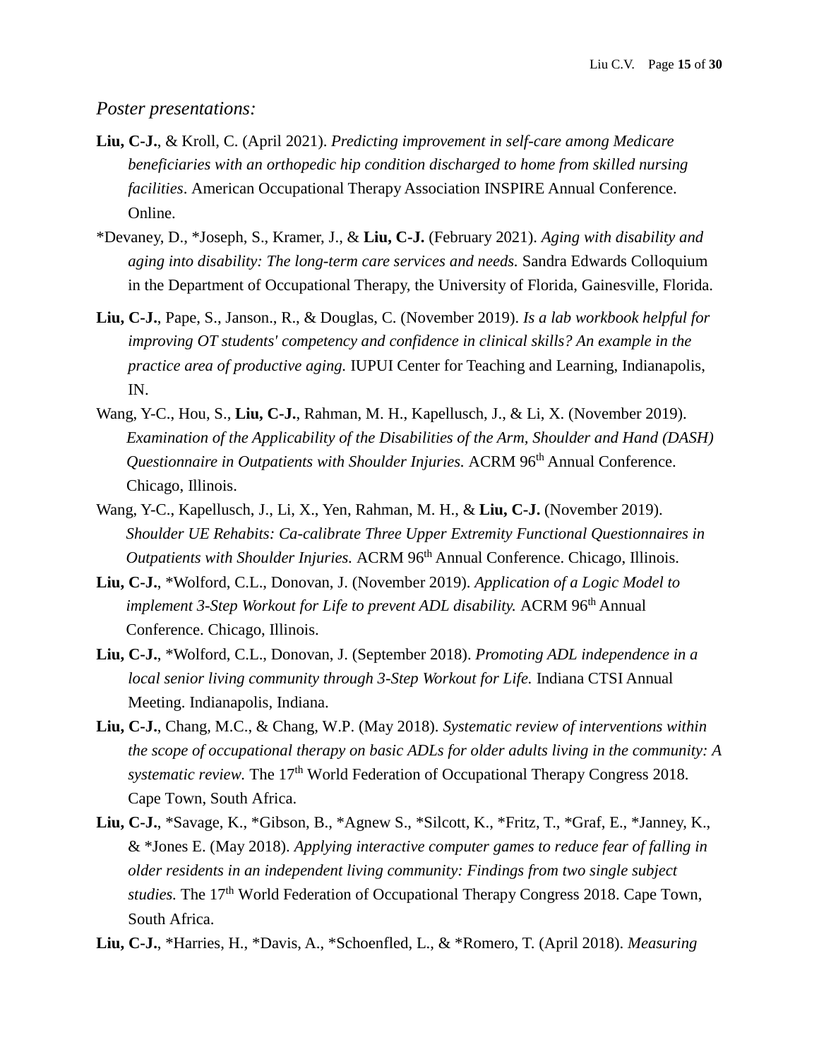*Poster presentations:*

**Liu, C-J.**, & Kroll, C. (April 2021). *Predicting improvement in self-care among Medicare beneficiaries with an orthopedic hip condition discharged to home from skilled nursing facilities*. American Occupational Therapy Association INSPIRE Annual Conference. Online.

*Devaney, D., *Joseph, S., Kramer, J., & **Liu, C-J.** (February 2021). *Aging with disability and aging into disability: The long-term care services and needs.* Sandra Edwards Colloquium in the Department of Occupational Therapy, the University of Florida, Gainesville, Florida.

**Liu, C-J.**, Pape, S., Janson., R., & Douglas, C. (November 2019). *Is a lab workbook helpful for improving OT students' competency and confidence in clinical skills? An example in the practice area of productive aging.* IUPUI Center for Teaching and Learning, Indianapolis, IN.

Wang, Y-C., Hou, S., **Liu, C-J.**, Rahman, M. H., Kapellusch, J., & Li, X. (November 2019). *Examination of the Applicability of the Disabilities of the Arm, Shoulder and Hand (DASH) Questionnaire in Outpatients with Shoulder Injuries.* ACRM 96th Annual Conference. Chicago, Illinois.

Wang, Y-C., Kapellusch, J., Li, X., Yen, Rahman, M. H., & **Liu, C-J.** (November 2019). *Shoulder UE Rehabits: Ca-calibrate Three Upper Extremity Functional Questionnaires in Outpatients with Shoulder Injuries.* ACRM 96th Annual Conference. Chicago, Illinois.

**Liu, C-J.**, *Wolford, C.L., Donovan, J. (November 2019). *Application of a Logic Model to implement 3-Step Workout for Life to prevent ADL disability.* ACRM 96th Annual Conference. Chicago, Illinois.

**Liu, C-J.**, *Wolford, C.L., Donovan, J. (September 2018). *Promoting ADL independence in a local senior living community through 3-Step Workout for Life.* Indiana CTSI Annual Meeting. Indianapolis, Indiana.

**Liu, C-J.**, Chang, M.C., & Chang, W.P. (May 2018). *Systematic review of interventions within the scope of occupational therapy on basic ADLs for older adults living in the community: A systematic review.* The 17th World Federation of Occupational Therapy Congress 2018. Cape Town, South Africa.

**Liu, C-J.**, *Savage, K., *Gibson, B., *Agnew S., *Silcott, K., *Fritz, T., *Graf, E., *Janney, K., & *Jones E. (May 2018). *Applying interactive computer games to reduce fear of falling in older residents in an independent living community: Findings from two single subject studies.* The 17th World Federation of Occupational Therapy Congress 2018. Cape Town, South Africa.

**Liu, C-J.**, *Harries, H., *Davis, A., *Schoenfled, L., & *Romero, T. (April 2018). *Measuring*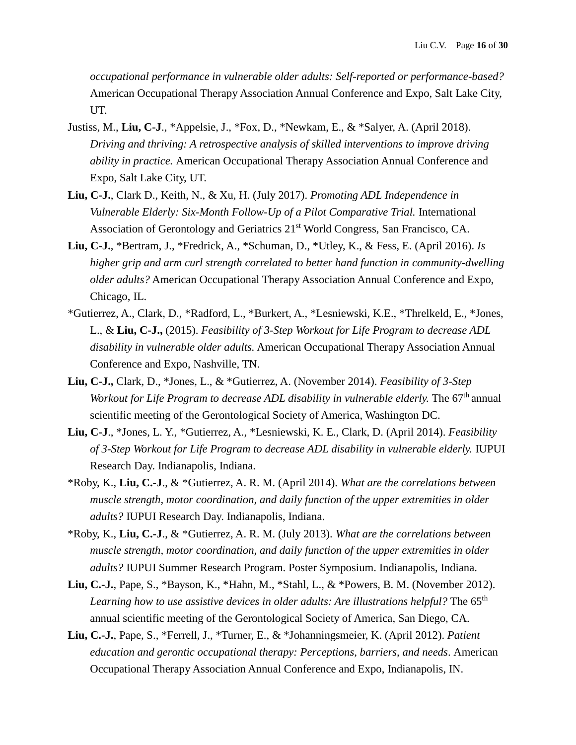*occupational performance in vulnerable older adults: Self-reported or performance-based?* American Occupational Therapy Association Annual Conference and Expo, Salt Lake City, UT.

Justiss, M., **Liu, C-J**., *Appelsie, J., *Fox, D., *Newkam, E., & *Salyer, A. (April 2018). *Driving and thriving: A retrospective analysis of skilled interventions to improve driving ability in practice.* American Occupational Therapy Association Annual Conference and Expo, Salt Lake City, UT.

**Liu, C-J.**, Clark D., Keith, N., & Xu, H. (July 2017). *Promoting ADL Independence in Vulnerable Elderly: Six-Month Follow-Up of a Pilot Comparative Trial.* International Association of Gerontology and Geriatrics 21st World Congress, San Francisco, CA.

**Liu, C-J.**, *Bertram, J., *Fredrick, A., *Schuman, D., *Utley, K., & Fess, E. (April 2016). *Is higher grip and arm curl strength correlated to better hand function in community-dwelling older adults?* American Occupational Therapy Association Annual Conference and Expo, Chicago, IL.

*Gutierrez, A., Clark, D., *Radford, L., *Burkert, A., *Lesniewski, K.E., *Threlkeld, E., *Jones, L., & **Liu, C-J.,** (2015). *Feasibility of 3-Step Workout for Life Program to decrease ADL disability in vulnerable older adults.* American Occupational Therapy Association Annual Conference and Expo, Nashville, TN.

**Liu, C-J.,** Clark, D., *Jones, L., & *Gutierrez, A. (November 2014). *Feasibility of 3-Step Workout for Life Program to decrease ADL disability in vulnerable elderly.* The 67th annual scientific meeting of the Gerontological Society of America, Washington DC.

**Liu, C-J**., *Jones, L. Y., *Gutierrez, A., *Lesniewski, K. E., Clark, D. (April 2014). *Feasibility of 3-Step Workout for Life Program to decrease ADL disability in vulnerable elderly.* IUPUI Research Day. Indianapolis, Indiana.

*Roby, K., **Liu, C.-J**., & *Gutierrez, A. R. M. (April 2014). *What are the correlations between muscle strength, motor coordination, and daily function of the upper extremities in older adults?* IUPUI Research Day. Indianapolis, Indiana.

*Roby, K., **Liu, C.-J**., & *Gutierrez, A. R. M. (July 2013). *What are the correlations between muscle strength, motor coordination, and daily function of the upper extremities in older adults?* IUPUI Summer Research Program. Poster Symposium. Indianapolis, Indiana.

**Liu, C.-J.**, Pape, S., *Bayson, K., *Hahn, M., *Stahl, L., & *Powers, B. M. (November 2012). *Learning how to use assistive devices in older adults: Are illustrations helpful?* The 65th annual scientific meeting of the Gerontological Society of America, San Diego, CA.

**Liu, C.-J.**, Pape, S., *Ferrell, J., *Turner, E., & *Johanningsmeier, K. (April 2012). *Patient education and gerontic occupational therapy: Perceptions, barriers, and needs*. American Occupational Therapy Association Annual Conference and Expo, Indianapolis, IN.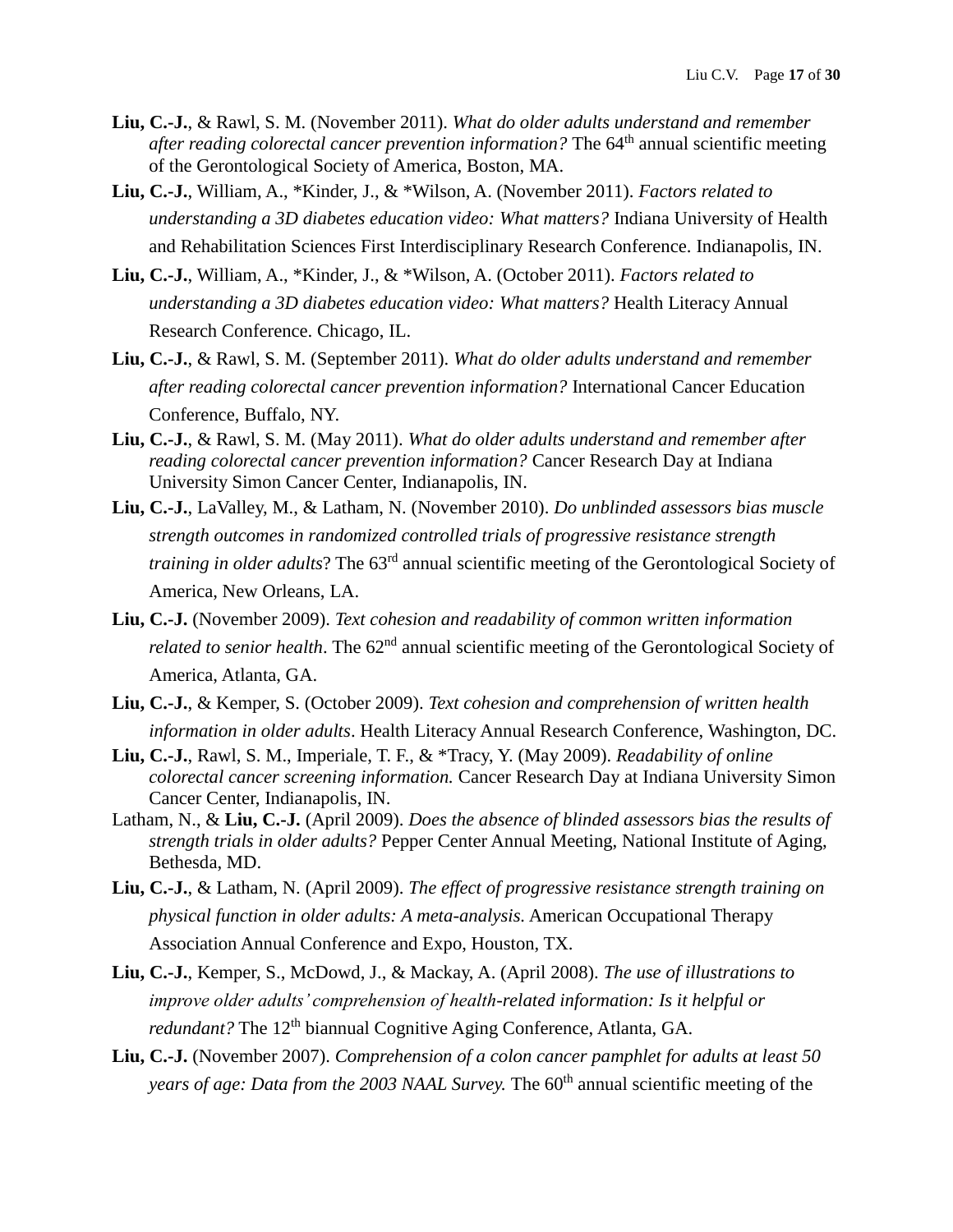**Liu, C.-J.**, & Rawl, S. M. (November 2011). *What do older adults understand and remember after reading colorectal cancer prevention information?* The 64th annual scientific meeting of the Gerontological Society of America, Boston, MA.

**Liu, C.-J.**, William, A., *Kinder, J., & *Wilson, A. (November 2011). *Factors related to understanding a 3D diabetes education video: What matters?* Indiana University of Health and Rehabilitation Sciences First Interdisciplinary Research Conference. Indianapolis, IN.

**Liu, C.-J.**, William, A., *Kinder, J., & *Wilson, A. (October 2011). *Factors related to understanding a 3D diabetes education video: What matters?* Health Literacy Annual Research Conference. Chicago, IL.

**Liu, C.-J.**, & Rawl, S. M. (September 2011). *What do older adults understand and remember after reading colorectal cancer prevention information?* International Cancer Education Conference, Buffalo, NY.

**Liu, C.-J.**, & Rawl, S. M. (May 2011). *What do older adults understand and remember after reading colorectal cancer prevention information?* Cancer Research Day at Indiana University Simon Cancer Center, Indianapolis, IN.

**Liu, C.-J.**, LaValley, M., & Latham, N. (November 2010). *Do unblinded assessors bias muscle strength outcomes in randomized controlled trials of progressive resistance strength training in older adults*? The 63rd annual scientific meeting of the Gerontological Society of America, New Orleans, LA.

**Liu, C.-J.** (November 2009). *Text cohesion and readability of common written information related to senior health*. The 62nd annual scientific meeting of the Gerontological Society of America, Atlanta, GA.

**Liu, C.-J.**, & Kemper, S. (October 2009). *Text cohesion and comprehension of written health information in older adults*. Health Literacy Annual Research Conference, Washington, DC.

**Liu, C.-J.**, Rawl, S. M., Imperiale, T. F., & *Tracy, Y. (May 2009). *Readability of online colorectal cancer screening information.* Cancer Research Day at Indiana University Simon Cancer Center, Indianapolis, IN.

Latham, N., & **Liu, C.-J.** (April 2009). *Does the absence of blinded assessors bias the results of strength trials in older adults?* Pepper Center Annual Meeting, National Institute of Aging, Bethesda, MD.

**Liu, C.-J.**, & Latham, N. (April 2009). *The effect of progressive resistance strength training on physical function in older adults: A meta-analysis.* American Occupational Therapy Association Annual Conference and Expo, Houston, TX.

**Liu, C.-J.**, Kemper, S., McDowd, J., & Mackay, A. (April 2008). *The use of illustrations to improve older adults' comprehension of health-related information: Is it helpful or redundant?* The 12th biannual Cognitive Aging Conference, Atlanta, GA.

**Liu, C.-J.** (November 2007). *Comprehension of a colon cancer pamphlet for adults at least 50 years of age: Data from the 2003 NAAL Survey.* The 60th annual scientific meeting of the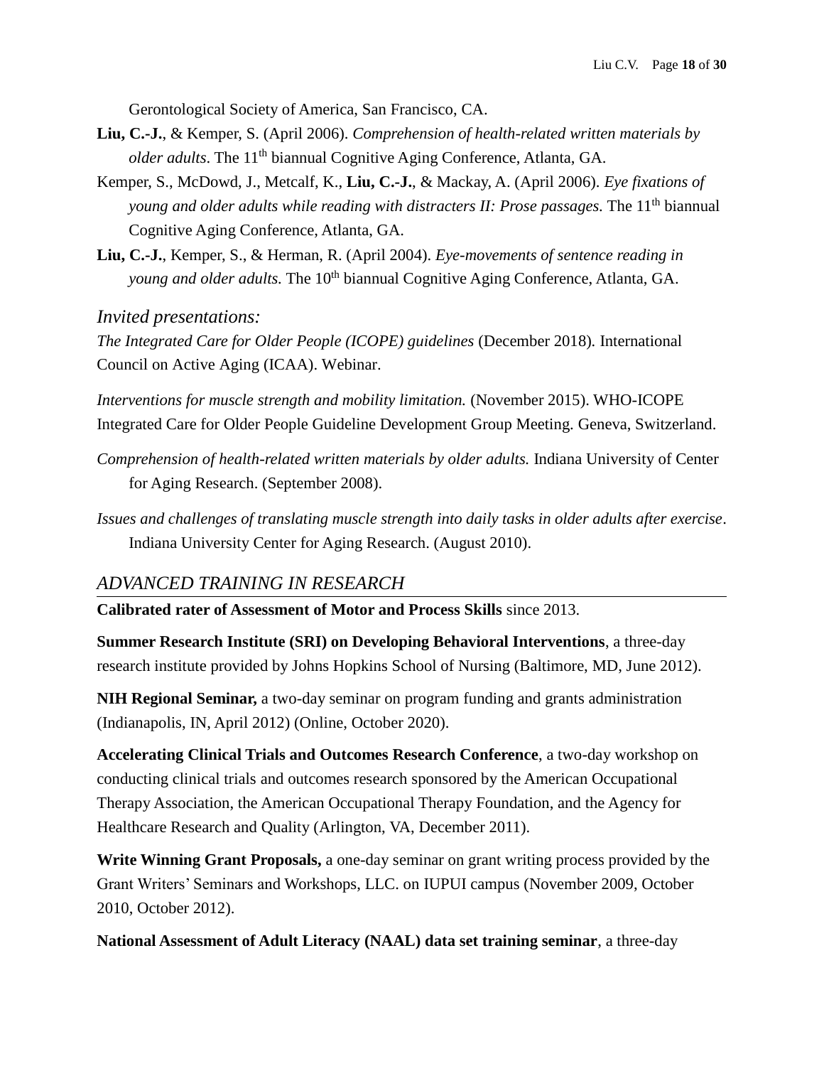Gerontological Society of America, San Francisco, CA.

**Liu, C.-J.**, & Kemper, S. (April 2006). *Comprehension of health-related written materials by older adults*. The 11th biannual Cognitive Aging Conference, Atlanta, GA.

Kemper, S., McDowd, J., Metcalf, K., **Liu, C.-J.**, & Mackay, A. (April 2006). *Eye fixations of young and older adults while reading with distracters II: Prose passages.* The 11th biannual Cognitive Aging Conference, Atlanta, GA.

**Liu, C.-J.**, Kemper, S., & Herman, R. (April 2004). *Eye-movements of sentence reading in young and older adults.* The 10th biannual Cognitive Aging Conference, Atlanta, GA.

### *Invited presentations:*

*The Integrated Care for Older People (ICOPE) guidelines* (December 2018). International Council on Active Aging (ICAA). Webinar.

*Interventions for muscle strength and mobility limitation.* (November 2015). WHO-ICOPE Integrated Care for Older People Guideline Development Group Meeting. Geneva, Switzerland.

*Comprehension of health-related written materials by older adults.* Indiana University of Center for Aging Research. (September 2008).

*Issues and challenges of translating muscle strength into daily tasks in older adults after exercise*. Indiana University Center for Aging Research. (August 2010).

## *ADVANCED TRAINING IN RESEARCH*

**Calibrated rater of Assessment of Motor and Process Skills** since 2013.

**Summer Research Institute (SRI) on Developing Behavioral Interventions**, a three-day research institute provided by Johns Hopkins School of Nursing (Baltimore, MD, June 2012).

**NIH Regional Seminar,** a two-day seminar on program funding and grants administration (Indianapolis, IN, April 2012) (Online, October 2020).

**Accelerating Clinical Trials and Outcomes Research Conference**, a two-day workshop on conducting clinical trials and outcomes research sponsored by the American Occupational Therapy Association, the American Occupational Therapy Foundation, and the Agency for Healthcare Research and Quality (Arlington, VA, December 2011).

**Write Winning Grant Proposals,** a one-day seminar on grant writing process provided by the Grant Writers' Seminars and Workshops, LLC. on IUPUI campus (November 2009, October 2010, October 2012).

**National Assessment of Adult Literacy (NAAL) data set training seminar**, a three-day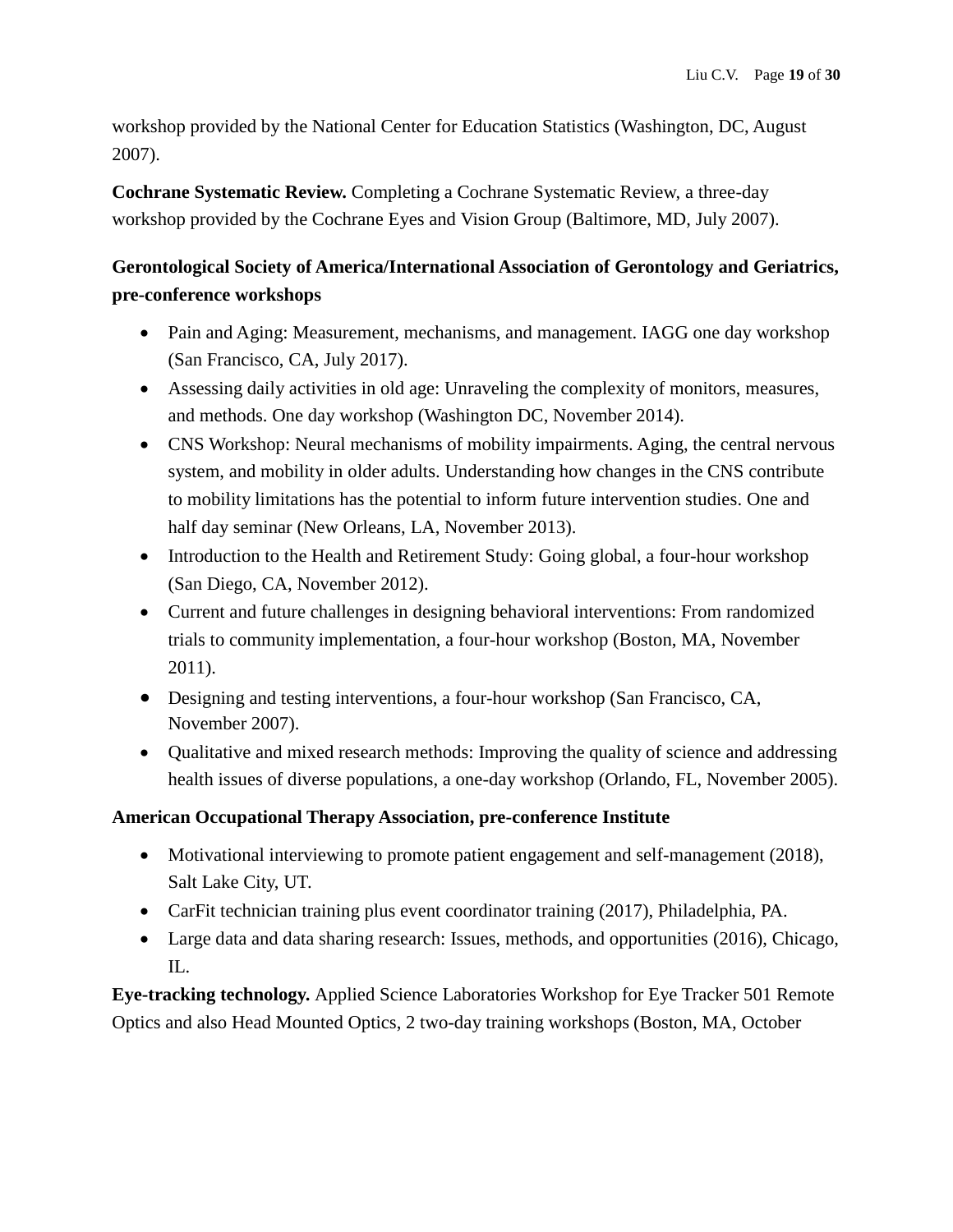workshop provided by the National Center for Education Statistics (Washington, DC, August 2007).

**Cochrane Systematic Review.** Completing a Cochrane Systematic Review, a three-day workshop provided by the Cochrane Eyes and Vision Group (Baltimore, MD, July 2007).

**Gerontological Society of America/International Association of Gerontology and Geriatrics, pre-conference workshops**

- Pain and Aging: Measurement, mechanisms, and management. IAGG one day workshop (San Francisco, CA, July 2017).
- Assessing daily activities in old age: Unraveling the complexity of monitors, measures, and methods. One day workshop (Washington DC, November 2014).
- CNS Workshop: Neural mechanisms of mobility impairments. Aging, the central nervous system, and mobility in older adults. Understanding how changes in the CNS contribute to mobility limitations has the potential to inform future intervention studies. One and half day seminar (New Orleans, LA, November 2013).
- Introduction to the Health and Retirement Study: Going global, a four-hour workshop (San Diego, CA, November 2012).
- Current and future challenges in designing behavioral interventions: From randomized trials to community implementation, a four-hour workshop (Boston, MA, November 2011).
- Designing and testing interventions, a four-hour workshop (San Francisco, CA, November 2007).
- Qualitative and mixed research methods: Improving the quality of science and addressing health issues of diverse populations, a one-day workshop (Orlando, FL, November 2005).

**American Occupational Therapy Association, pre-conference Institute**

- Motivational interviewing to promote patient engagement and self-management (2018), Salt Lake City, UT.
- CarFit technician training plus event coordinator training (2017), Philadelphia, PA.
- Large data and data sharing research: Issues, methods, and opportunities (2016), Chicago, IL.

**Eye-tracking technology.** Applied Science Laboratories Workshop for Eye Tracker 501 Remote Optics and also Head Mounted Optics, 2 two-day training workshops (Boston, MA, October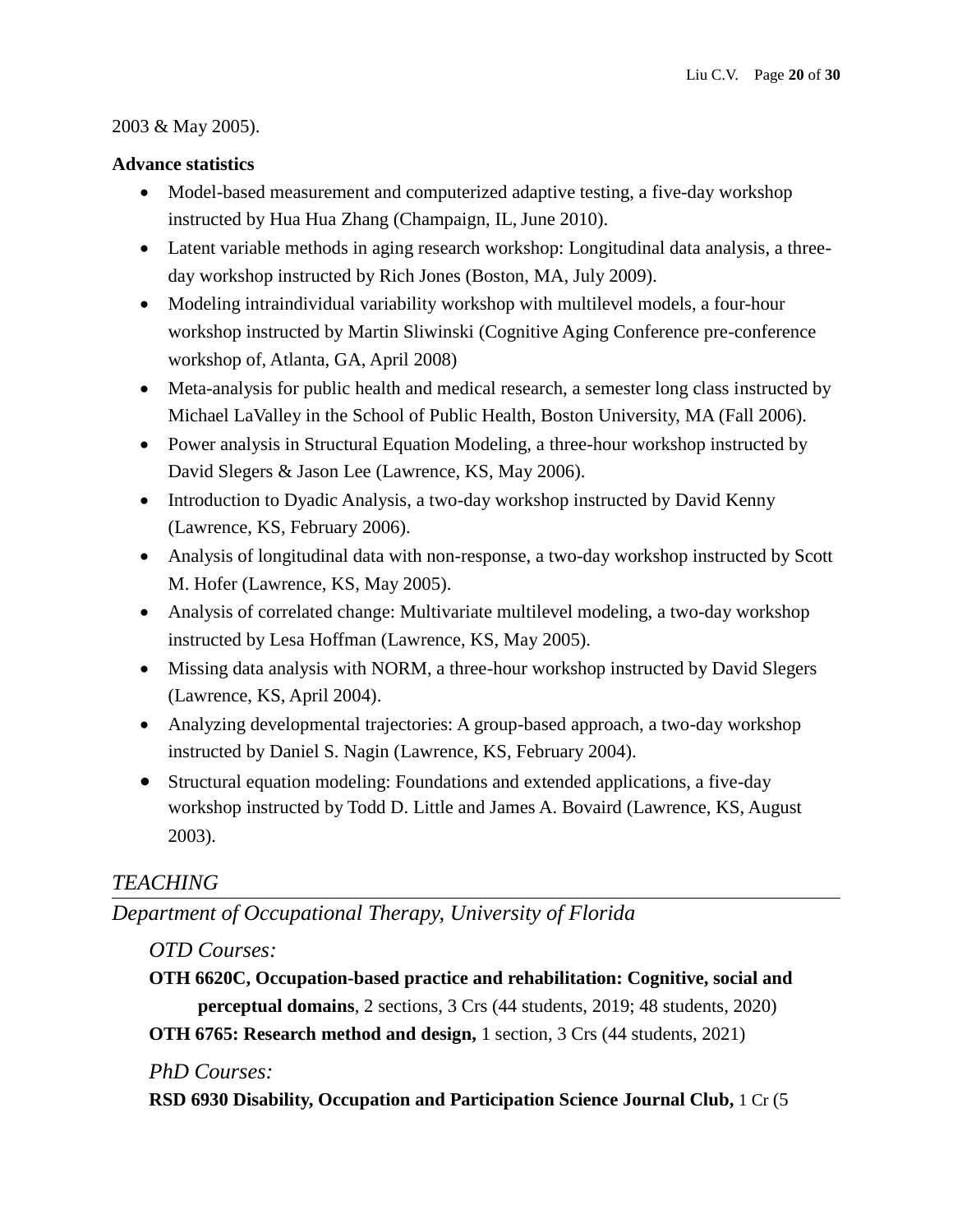2003 & May 2005).

**Advance statistics**

- Model-based measurement and computerized adaptive testing, a five-day workshop instructed by Hua Hua Zhang (Champaign, IL, June 2010).
- Latent variable methods in aging research workshop: Longitudinal data analysis, a three-day workshop instructed by Rich Jones (Boston, MA, July 2009).
- Modeling intraindividual variability workshop with multilevel models, a four-hour workshop instructed by Martin Sliwinski (Cognitive Aging Conference pre-conference workshop of, Atlanta, GA, April 2008)
- Meta-analysis for public health and medical research, a semester long class instructed by Michael LaValley in the School of Public Health, Boston University, MA (Fall 2006).
- Power analysis in Structural Equation Modeling, a three-hour workshop instructed by David Slegers & Jason Lee (Lawrence, KS, May 2006).
- Introduction to Dyadic Analysis, a two-day workshop instructed by David Kenny (Lawrence, KS, February 2006).
- Analysis of longitudinal data with non-response, a two-day workshop instructed by Scott M. Hofer (Lawrence, KS, May 2005).
- Analysis of correlated change: Multivariate multilevel modeling, a two-day workshop instructed by Lesa Hoffman (Lawrence, KS, May 2005).
- Missing data analysis with NORM, a three-hour workshop instructed by David Slegers (Lawrence, KS, April 2004).
- Analyzing developmental trajectories: A group-based approach, a two-day workshop instructed by Daniel S. Nagin (Lawrence, KS, February 2004).
- Structural equation modeling: Foundations and extended applications, a five-day workshop instructed by Todd D. Little and James A. Bovaird (Lawrence, KS, August 2003).

## *TEACHING*

### *Department of Occupational Therapy, University of Florida*

#### *OTD Courses:*

**OTH 6620C, Occupation-based practice and rehabilitation: Cognitive, social and perceptual domains**, 2 sections, 3 Crs (44 students, 2019; 48 students, 2020)

**OTH 6765: Research method and design,** 1 section, 3 Crs (44 students, 2021)

#### *PhD Courses:*

**RSD 6930 Disability, Occupation and Participation Science Journal Club,** 1 Cr (5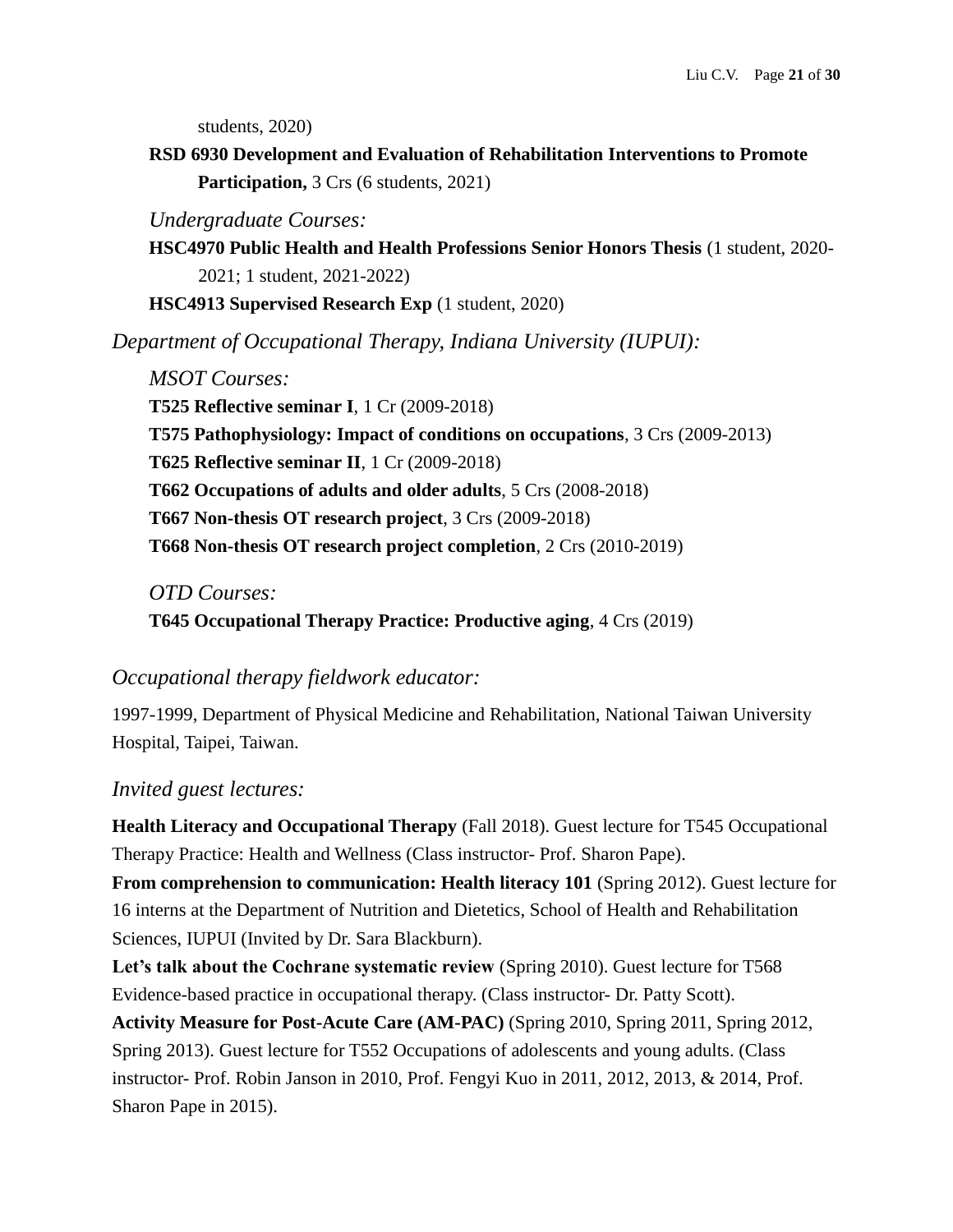students, 2020)

**RSD 6930 Development and Evaluation of Rehabilitation Interventions to Promote Participation,** 3 Crs (6 students, 2021)

*Undergraduate Courses:*

**HSC4970 Public Health and Health Professions Senior Honors Thesis** (1 student, 2020-2021; 1 student, 2021-2022)

**HSC4913 Supervised Research Exp** (1 student, 2020)

*Department of Occupational Therapy, Indiana University (IUPUI):*

*MSOT Courses:*

**T525 Reflective seminar I**, 1 Cr (2009-2018)

**T575 Pathophysiology: Impact of conditions on occupations**, 3 Crs (2009-2013)

**T625 Reflective seminar II**, 1 Cr (2009-2018)

**T662 Occupations of adults and older adults**, 5 Crs (2008-2018)

**T667 Non-thesis OT research project**, 3 Crs (2009-2018)

**T668 Non-thesis OT research project completion**, 2 Crs (2010-2019)

*OTD Courses:*

**T645 Occupational Therapy Practice: Productive aging**, 4 Crs (2019)

*Occupational therapy fieldwork educator:*

1997-1999, Department of Physical Medicine and Rehabilitation, National Taiwan University Hospital, Taipei, Taiwan.

*Invited guest lectures:*

**Health Literacy and Occupational Therapy** (Fall 2018). Guest lecture for T545 Occupational Therapy Practice: Health and Wellness (Class instructor- Prof. Sharon Pape).

**From comprehension to communication: Health literacy 101** (Spring 2012). Guest lecture for 16 interns at the Department of Nutrition and Dietetics, School of Health and Rehabilitation Sciences, IUPUI (Invited by Dr. Sara Blackburn).

**Let's talk about the Cochrane systematic review** (Spring 2010). Guest lecture for T568 Evidence-based practice in occupational therapy. (Class instructor- Dr. Patty Scott).

**Activity Measure for Post-Acute Care (AM-PAC)** (Spring 2010, Spring 2011, Spring 2012, Spring 2013). Guest lecture for T552 Occupations of adolescents and young adults. (Class instructor- Prof. Robin Janson in 2010, Prof. Fengyi Kuo in 2011, 2012, 2013, & 2014, Prof. Sharon Pape in 2015).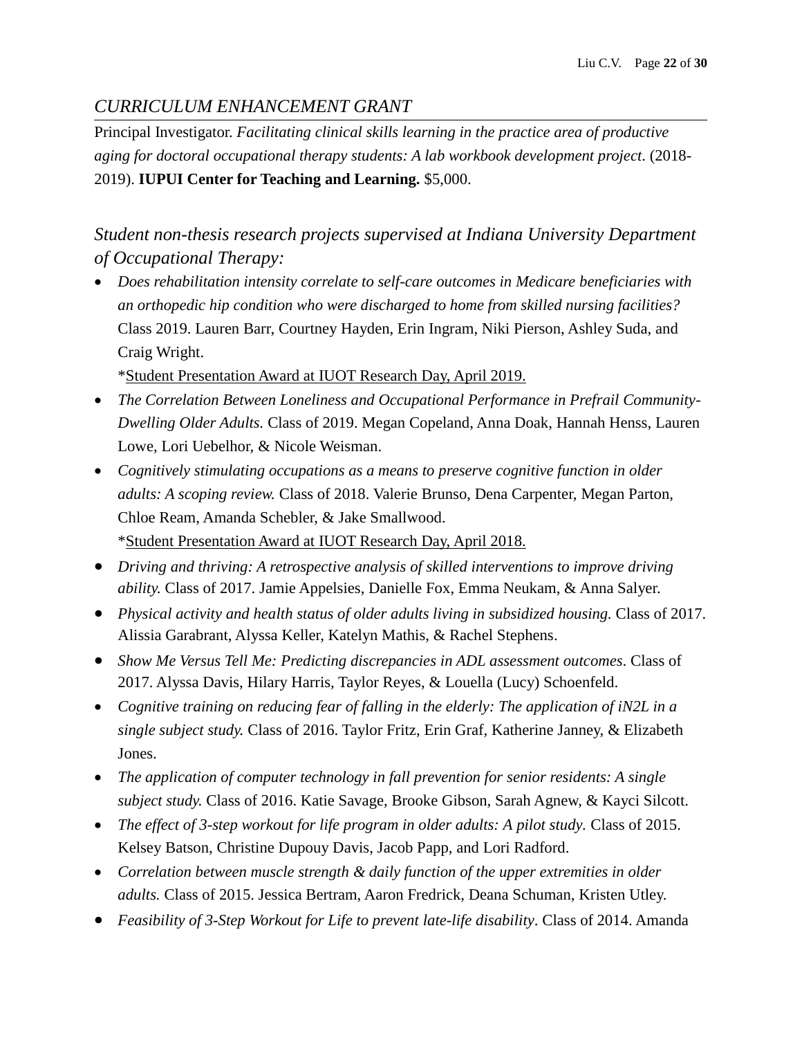## *CURRICULUM ENHANCEMENT GRANT*

Principal Investigator. *Facilitating clinical skills learning in the practice area of productive aging for doctoral occupational therapy students: A lab workbook development project*. (2018-2019). **IUPUI Center for Teaching and Learning.** $5,000.

## *Student non-thesis research projects supervised at Indiana University Department of Occupational Therapy:*

- *Does rehabilitation intensity correlate to self-care outcomes in Medicare beneficiaries with an orthopedic hip condition who were discharged to home from skilled nursing facilities?* Class 2019. Lauren Barr, Courtney Hayden, Erin Ingram, Niki Pierson, Ashley Suda, and Craig Wright.
  *<u>Student Presentation Award at IUOT Research Day, April 2019.</u>
- *The Correlation Between Loneliness and Occupational Performance in Prefrail Community-Dwelling Older Adults.* Class of 2019. Megan Copeland, Anna Doak, Hannah Henss, Lauren Lowe, Lori Uebelhor, & Nicole Weisman.
- *Cognitively stimulating occupations as a means to preserve cognitive function in older adults: A scoping review.* Class of 2018. Valerie Brunso, Dena Carpenter, Megan Parton, Chloe Ream, Amanda Schebler, & Jake Smallwood.
  *<u>Student Presentation Award at IUOT Research Day, April 2018.</u>
- *Driving and thriving: A retrospective analysis of skilled interventions to improve driving ability.* Class of 2017. Jamie Appelsies, Danielle Fox, Emma Neukam, & Anna Salyer.
- *Physical activity and health status of older adults living in subsidized housing.* Class of 2017. Alissia Garabrant, Alyssa Keller, Katelyn Mathis, & Rachel Stephens.
- *Show Me Versus Tell Me: Predicting discrepancies in ADL assessment outcomes*. Class of 2017. Alyssa Davis, Hilary Harris, Taylor Reyes, & Louella (Lucy) Schoenfeld.
- *Cognitive training on reducing fear of falling in the elderly: The application of iN2L in a single subject study.* Class of 2016. Taylor Fritz, Erin Graf, Katherine Janney, & Elizabeth Jones.
- *The application of computer technology in fall prevention for senior residents: A single subject study.* Class of 2016. Katie Savage, Brooke Gibson, Sarah Agnew, & Kayci Silcott.
- *The effect of 3-step workout for life program in older adults: A pilot study.* Class of 2015. Kelsey Batson, Christine Dupouy Davis, Jacob Papp, and Lori Radford.
- *Correlation between muscle strength & daily function of the upper extremities in older adults.* Class of 2015. Jessica Bertram, Aaron Fredrick, Deana Schuman, Kristen Utley.
- *Feasibility of 3-Step Workout for Life to prevent late-life disability*. Class of 2014. Amanda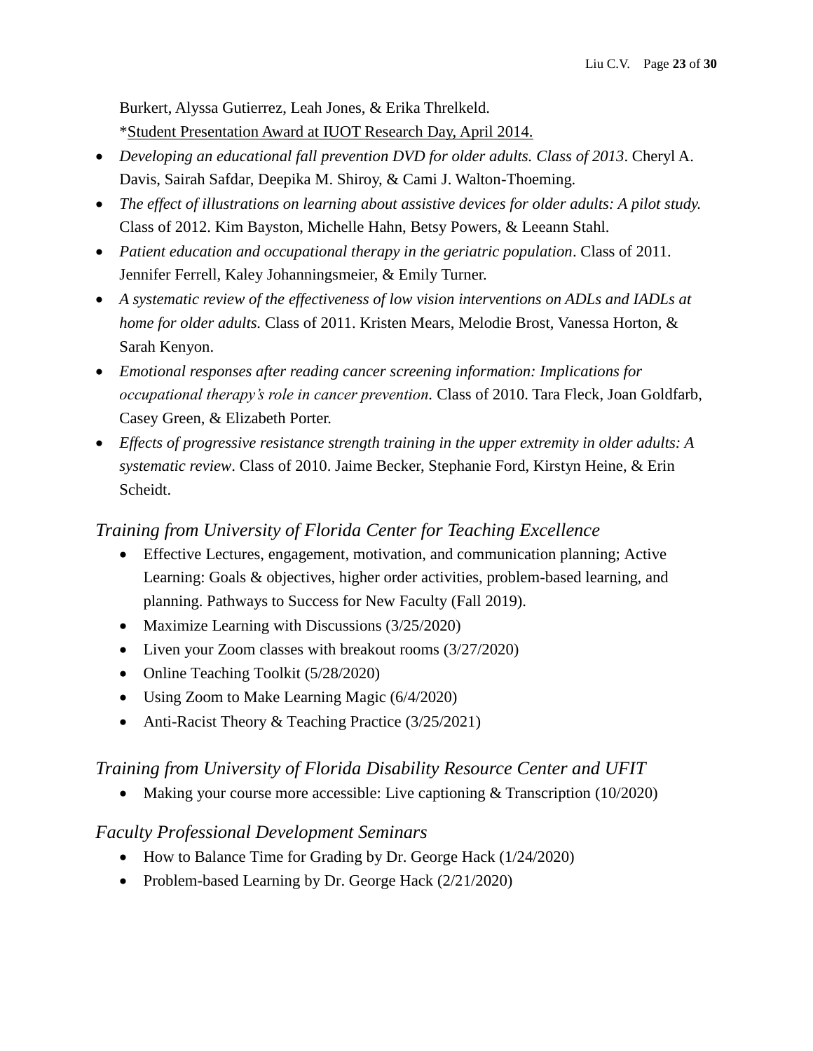Burkert, Alyssa Gutierrez, Leah Jones, & Erika Threlkeld.
*Student Presentation Award at IUOT Research Day, April 2014.

- *Developing an educational fall prevention DVD for older adults. Class of 2013*. Cheryl A. Davis, Sairah Safdar, Deepika M. Shiroy, & Cami J. Walton-Thoeming.
- *The effect of illustrations on learning about assistive devices for older adults: A pilot study.* Class of 2012. Kim Bayston, Michelle Hahn, Betsy Powers, & Leeann Stahl.
- *Patient education and occupational therapy in the geriatric population*. Class of 2011. Jennifer Ferrell, Kaley Johanningsmeier, & Emily Turner.
- *A systematic review of the effectiveness of low vision interventions on ADLs and IADLs at home for older adults.* Class of 2011. Kristen Mears, Melodie Brost, Vanessa Horton, & Sarah Kenyon.
- *Emotional responses after reading cancer screening information: Implications for occupational therapy's role in cancer prevention.* Class of 2010. Tara Fleck, Joan Goldfarb, Casey Green, & Elizabeth Porter.
- *Effects of progressive resistance strength training in the upper extremity in older adults: A systematic review*. Class of 2010. Jaime Becker, Stephanie Ford, Kirstyn Heine, & Erin Scheidt.

## *Training from University of Florida Center for Teaching Excellence*

- Effective Lectures, engagement, motivation, and communication planning; Active Learning: Goals & objectives, higher order activities, problem-based learning, and planning. Pathways to Success for New Faculty (Fall 2019).
- Maximize Learning with Discussions (3/25/2020)
- Liven your Zoom classes with breakout rooms (3/27/2020)
- Online Teaching Toolkit (5/28/2020)
- Using Zoom to Make Learning Magic (6/4/2020)
- Anti-Racist Theory & Teaching Practice (3/25/2021)

## *Training from University of Florida Disability Resource Center and UFIT*

- Making your course more accessible: Live captioning & Transcription (10/2020)

## *Faculty Professional Development Seminars*

- How to Balance Time for Grading by Dr. George Hack (1/24/2020)
- Problem-based Learning by Dr. George Hack (2/21/2020)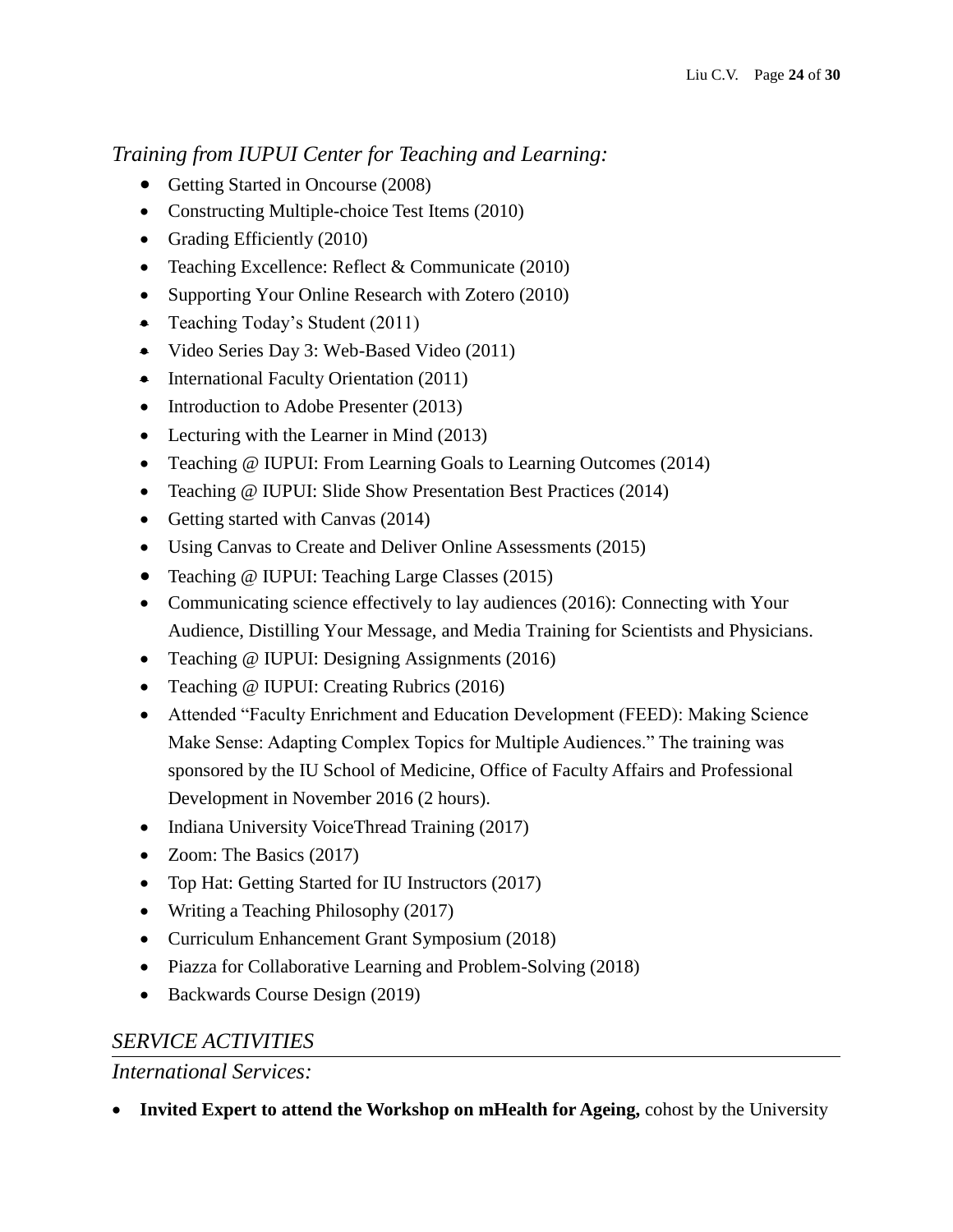*Training from IUPUI Center for Teaching and Learning:*

- Getting Started in Oncourse (2008)
- Constructing Multiple-choice Test Items (2010)
- Grading Efficiently (2010)
- Teaching Excellence: Reflect & Communicate (2010)
- Supporting Your Online Research with Zotero (2010)
- Teaching Today's Student (2011)
- Video Series Day 3: Web-Based Video (2011)
- International Faculty Orientation (2011)
- Introduction to Adobe Presenter (2013)
- Lecturing with the Learner in Mind (2013)
- Teaching @ IUPUI: From Learning Goals to Learning Outcomes (2014)
- Teaching @ IUPUI: Slide Show Presentation Best Practices (2014)
- Getting started with Canvas (2014)
- Using Canvas to Create and Deliver Online Assessments (2015)
- Teaching @ IUPUI: Teaching Large Classes (2015)
- Communicating science effectively to lay audiences (2016): Connecting with Your Audience, Distilling Your Message, and Media Training for Scientists and Physicians.
- Teaching @ IUPUI: Designing Assignments (2016)
- Teaching @ IUPUI: Creating Rubrics (2016)
- Attended "Faculty Enrichment and Education Development (FEED): Making Science Make Sense: Adapting Complex Topics for Multiple Audiences." The training was sponsored by the IU School of Medicine, Office of Faculty Affairs and Professional Development in November 2016 (2 hours).
- Indiana University VoiceThread Training (2017)
- Zoom: The Basics (2017)
- Top Hat: Getting Started for IU Instructors (2017)
- Writing a Teaching Philosophy (2017)
- Curriculum Enhancement Grant Symposium (2018)
- Piazza for Collaborative Learning and Problem-Solving (2018)
- Backwards Course Design (2019)

## *SERVICE ACTIVITIES*

*International Services:*

- **Invited Expert to attend the Workshop on mHealth for Ageing,** cohost by the University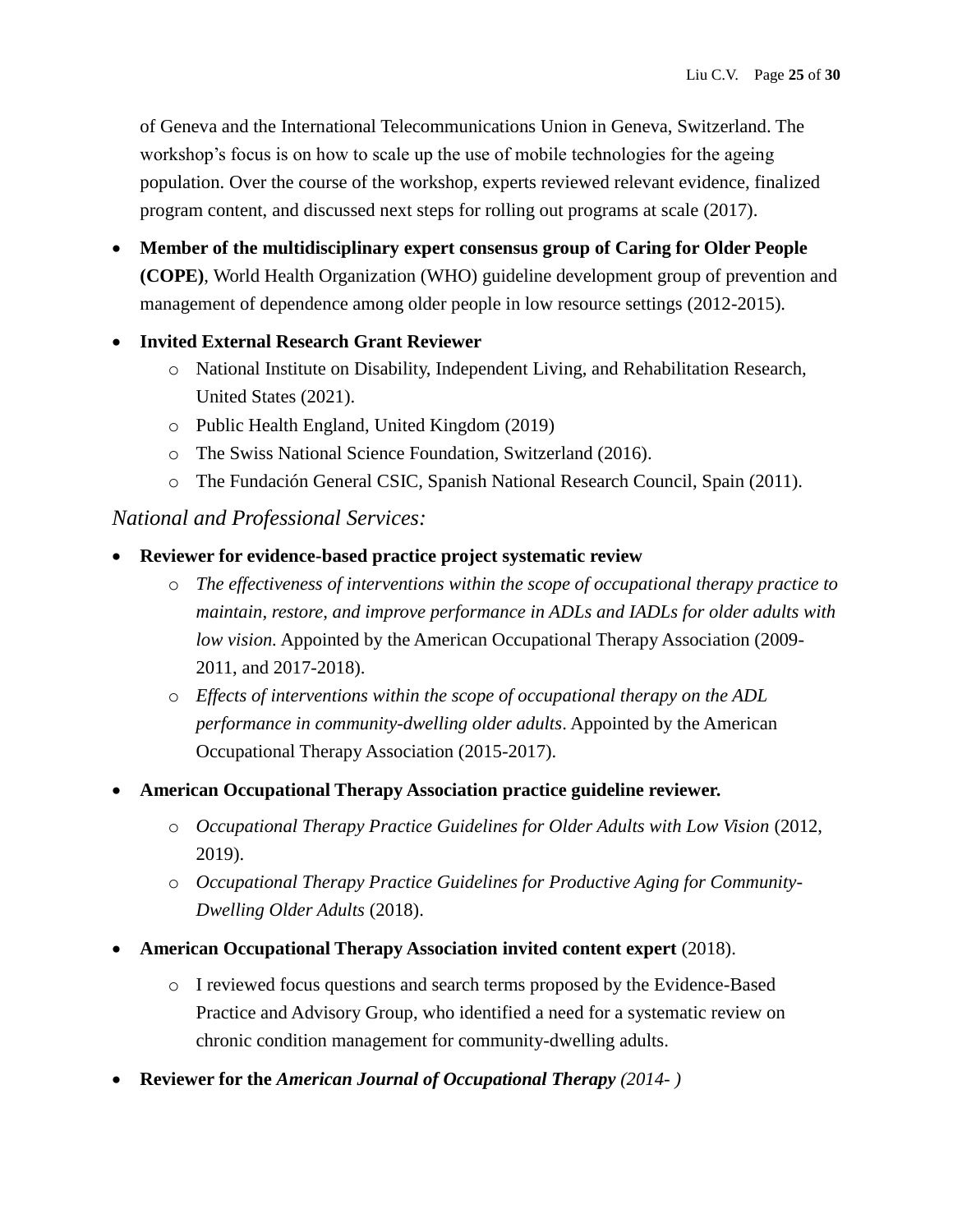of Geneva and the International Telecommunications Union in Geneva, Switzerland. The workshop's focus is on how to scale up the use of mobile technologies for the ageing population. Over the course of the workshop, experts reviewed relevant evidence, finalized program content, and discussed next steps for rolling out programs at scale (2017).

- **Member of the multidisciplinary expert consensus group of Caring for Older People (COPE)**, World Health Organization (WHO) guideline development group of prevention and management of dependence among older people in low resource settings (2012-2015).
- **Invited External Research Grant Reviewer**
  - National Institute on Disability, Independent Living, and Rehabilitation Research, United States (2021).
  - Public Health England, United Kingdom (2019)
  - The Swiss National Science Foundation, Switzerland (2016).
  - The Fundación General CSIC, Spanish National Research Council, Spain (2011).

### *National and Professional Services:*

- **Reviewer for evidence-based practice project systematic review**
  - *The effectiveness of interventions within the scope of occupational therapy practice to maintain, restore, and improve performance in ADLs and IADLs for older adults with low vision.* Appointed by the American Occupational Therapy Association (2009-2011, and 2017-2018).
  - *Effects of interventions within the scope of occupational therapy on the ADL performance in community-dwelling older adults*. Appointed by the American Occupational Therapy Association (2015-2017).
- **American Occupational Therapy Association practice guideline reviewer.**
  - *Occupational Therapy Practice Guidelines for Older Adults with Low Vision* (2012, 2019).
  - *Occupational Therapy Practice Guidelines for Productive Aging for Community-Dwelling Older Adults* (2018).
- **American Occupational Therapy Association invited content expert** (2018).
  - I reviewed focus questions and search terms proposed by the Evidence-Based Practice and Advisory Group, who identified a need for a systematic review on chronic condition management for community-dwelling adults.
- **Reviewer for the *American Journal of Occupational Therapy (2014- )***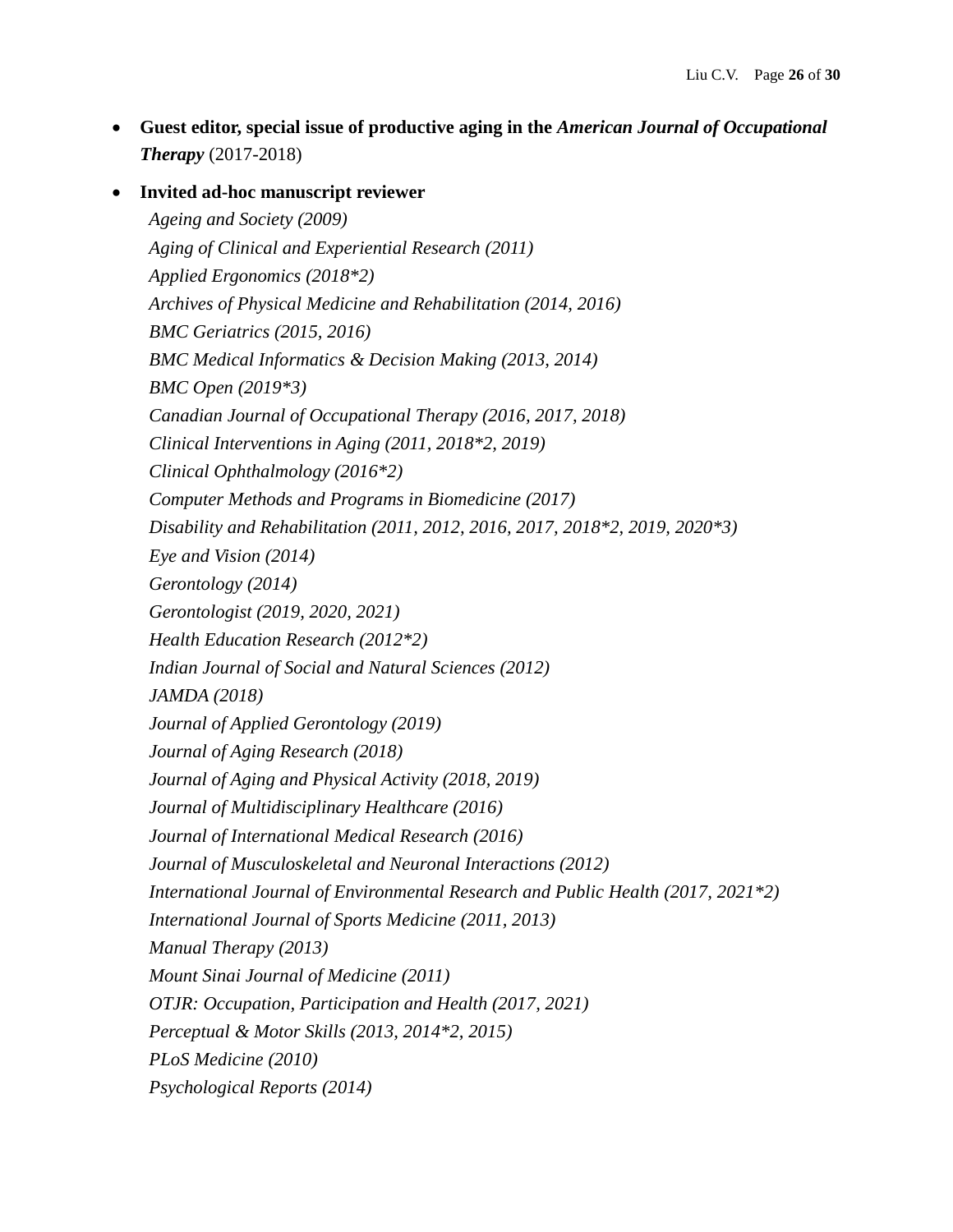- **Guest editor, special issue of productive aging in the *American Journal of Occupational Therapy*** (2017-2018)
- **Invited ad-hoc manuscript reviewer**
  - *Ageing and Society (2009)*
  - *Aging of Clinical and Experiential Research (2011)*
  - *Applied Ergonomics (2018*2)*
  - *Archives of Physical Medicine and Rehabilitation (2014, 2016)*
  - *BMC Geriatrics (2015, 2016)*
  - *BMC Medical Informatics & Decision Making (2013, 2014)*
  - *BMC Open (2019*3)*
  - *Canadian Journal of Occupational Therapy (2016, 2017, 2018)*
  - *Clinical Interventions in Aging (2011, 2018*2, 2019)*
  - *Clinical Ophthalmology (2016*2)*
  - *Computer Methods and Programs in Biomedicine (2017)*
  - *Disability and Rehabilitation (2011, 2012, 2016, 2017, 2018*2, 2019, 2020*3)*
  - *Eye and Vision (2014)*
  - *Gerontology (2014)*
  - *Gerontologist (2019, 2020, 2021)*
  - *Health Education Research (2012*2)*
  - *Indian Journal of Social and Natural Sciences (2012)*
  - *JAMDA (2018)*
  - *Journal of Applied Gerontology (2019)*
  - *Journal of Aging Research (2018)*
  - *Journal of Aging and Physical Activity (2018, 2019)*
  - *Journal of Multidisciplinary Healthcare (2016)*
  - *Journal of International Medical Research (2016)*
  - *Journal of Musculoskeletal and Neuronal Interactions (2012)*
  - *International Journal of Environmental Research and Public Health (2017, 2021*2)*
  - *International Journal of Sports Medicine (2011, 2013)*
  - *Manual Therapy (2013)*
  - *Mount Sinai Journal of Medicine (2011)*
  - *OTJR: Occupation, Participation and Health (2017, 2021)*
  - *Perceptual & Motor Skills (2013, 2014*2, 2015)*
  - *PLoS Medicine (2010)*
  - *Psychological Reports (2014)*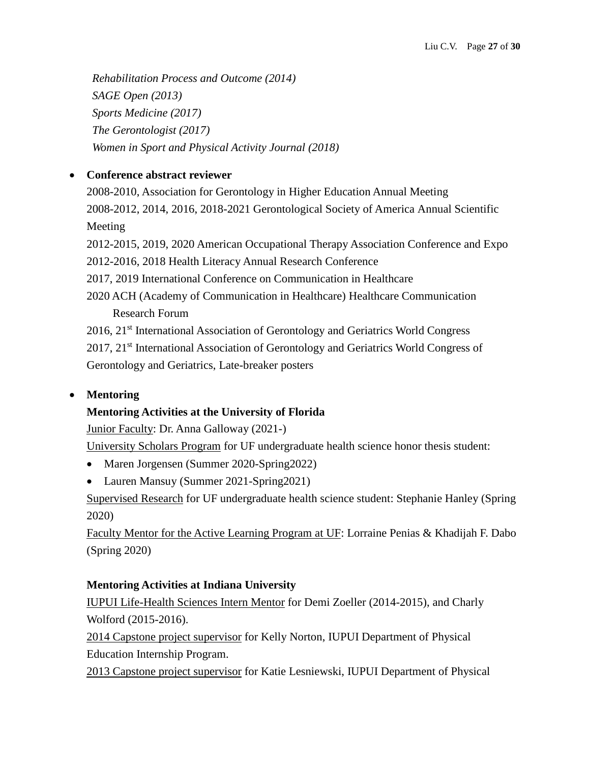*Rehabilitation Process and Outcome (2014)*
*SAGE Open (2013)*
*Sports Medicine (2017)*
*The Gerontologist (2017)*
*Women in Sport and Physical Activity Journal (2018)*

- **Conference abstract reviewer**

  2008-2010, Association for Gerontology in Higher Education Annual Meeting
  2008-2012, 2014, 2016, 2018-2021 Gerontological Society of America Annual Scientific Meeting
  2012-2015, 2019, 2020 American Occupational Therapy Association Conference and Expo
  2012-2016, 2018 Health Literacy Annual Research Conference
  2017, 2019 International Conference on Communication in Healthcare
  2020 ACH (Academy of Communication in Healthcare) Healthcare Communication Research Forum
  2016, 21st International Association of Gerontology and Geriatrics World Congress
  2017, 21st International Association of Gerontology and Geriatrics World Congress of Gerontology and Geriatrics, Late-breaker posters

- **Mentoring**

  **Mentoring Activities at the University of Florida**

  Junior Faculty: Dr. Anna Galloway (2021-)

  University Scholars Program for UF undergraduate health science honor thesis student:

  - Maren Jorgensen (Summer 2020-Spring2022)
  - Lauren Mansuy (Summer 2021-Spring2021)

  Supervised Research for UF undergraduate health science student: Stephanie Hanley (Spring 2020)

  Faculty Mentor for the Active Learning Program at UF: Lorraine Penias & Khadijah F. Dabo (Spring 2020)

  **Mentoring Activities at Indiana University**

  IUPUI Life-Health Sciences Intern Mentor for Demi Zoeller (2014-2015), and Charly Wolford (2015-2016).

  2014 Capstone project supervisor for Kelly Norton, IUPUI Department of Physical Education Internship Program.

  2013 Capstone project supervisor for Katie Lesniewski, IUPUI Department of Physical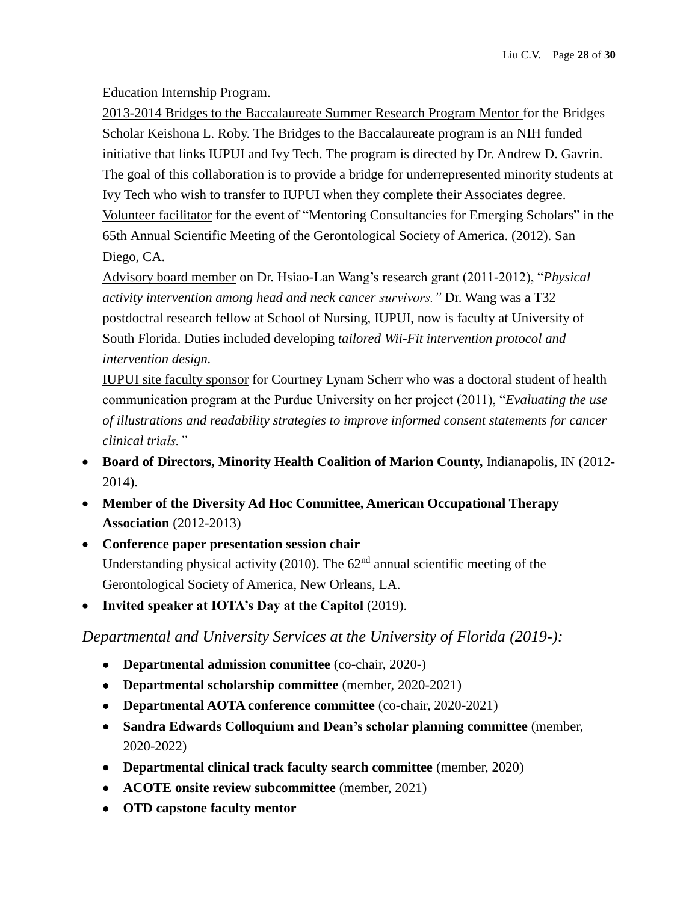Education Internship Program.

2013-2014 Bridges to the Baccalaureate Summer Research Program Mentor for the Bridges Scholar Keishona L. Roby. The Bridges to the Baccalaureate program is an NIH funded initiative that links IUPUI and Ivy Tech. The program is directed by Dr. Andrew D. Gavrin. The goal of this collaboration is to provide a bridge for underrepresented minority students at Ivy Tech who wish to transfer to IUPUI when they complete their Associates degree.

Volunteer facilitator for the event of "Mentoring Consultancies for Emerging Scholars" in the 65th Annual Scientific Meeting of the Gerontological Society of America. (2012). San Diego, CA.

Advisory board member on Dr. Hsiao-Lan Wang's research grant (2011-2012), "*Physical activity intervention among head and neck cancer survivors.*" Dr. Wang was a T32 postdoctral research fellow at School of Nursing, IUPUI, now is faculty at University of South Florida. Duties included developing *tailored Wii-Fit intervention protocol and intervention design.*

IUPUI site faculty sponsor for Courtney Lynam Scherr who was a doctoral student of health communication program at the Purdue University on her project (2011), "*Evaluating the use of illustrations and readability strategies to improve informed consent statements for cancer clinical trials.*"

- **Board of Directors, Minority Health Coalition of Marion County,** Indianapolis, IN (2012-2014).
- **Member of the Diversity Ad Hoc Committee, American Occupational Therapy Association** (2012-2013)
- **Conference paper presentation session chair**
  Understanding physical activity (2010). The 62nd annual scientific meeting of the Gerontological Society of America, New Orleans, LA.
- **Invited speaker at IOTA's Day at the Capitol** (2019).

*Departmental and University Services at the University of Florida (2019-):*

- **Departmental admission committee** (co-chair, 2020-)
- **Departmental scholarship committee** (member, 2020-2021)
- **Departmental AOTA conference committee** (co-chair, 2020-2021)
- **Sandra Edwards Colloquium and Dean's scholar planning committee** (member, 2020-2022)
- **Departmental clinical track faculty search committee** (member, 2020)
- **ACOTE onsite review subcommittee** (member, 2021)
- **OTD capstone faculty mentor**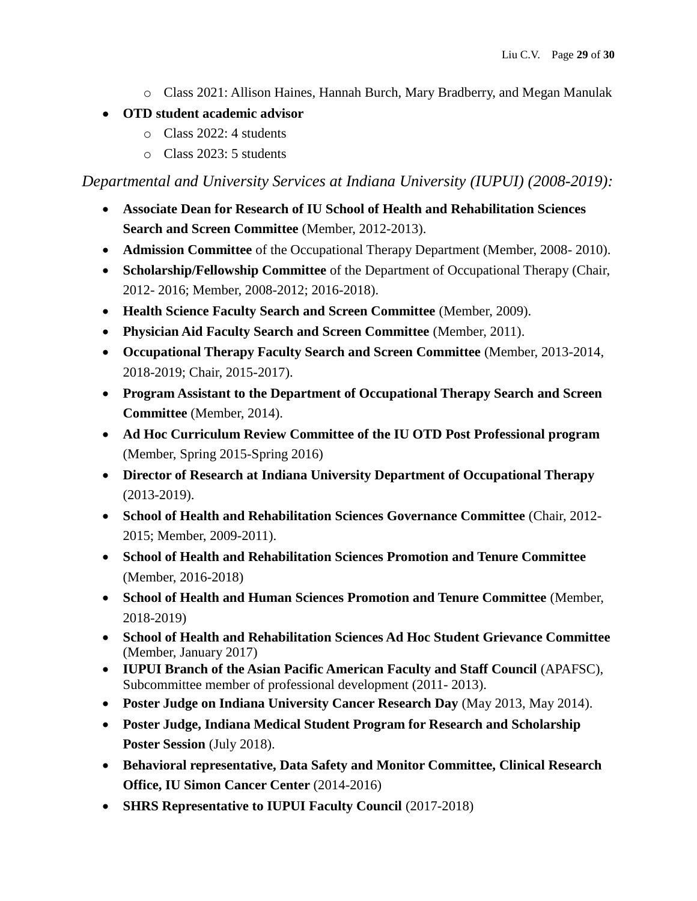- Class 2021: Allison Haines, Hannah Burch, Mary Bradberry, and Megan Manulak
- **OTD student academic advisor**
  - Class 2022: 4 students
  - Class 2023: 5 students

*Departmental and University Services at Indiana University (IUPUI) (2008-2019):*

- **Associate Dean for Research of IU School of Health and Rehabilitation Sciences Search and Screen Committee** (Member, 2012-2013).
- **Admission Committee** of the Occupational Therapy Department (Member, 2008- 2010).
- **Scholarship/Fellowship Committee** of the Department of Occupational Therapy (Chair, 2012- 2016; Member, 2008-2012; 2016-2018).
- **Health Science Faculty Search and Screen Committee** (Member, 2009).
- **Physician Aid Faculty Search and Screen Committee** (Member, 2011).
- **Occupational Therapy Faculty Search and Screen Committee** (Member, 2013-2014, 2018-2019; Chair, 2015-2017).
- **Program Assistant to the Department of Occupational Therapy Search and Screen Committee** (Member, 2014).
- **Ad Hoc Curriculum Review Committee of the IU OTD Post Professional program** (Member, Spring 2015-Spring 2016)
- **Director of Research at Indiana University Department of Occupational Therapy** (2013-2019).
- **School of Health and Rehabilitation Sciences Governance Committee** (Chair, 2012-2015; Member, 2009-2011).
- **School of Health and Rehabilitation Sciences Promotion and Tenure Committee** (Member, 2016-2018)
- **School of Health and Human Sciences Promotion and Tenure Committee** (Member, 2018-2019)
- **School of Health and Rehabilitation Sciences Ad Hoc Student Grievance Committee** (Member, January 2017)
- **IUPUI Branch of the Asian Pacific American Faculty and Staff Council** (APAFSC), Subcommittee member of professional development (2011- 2013).
- **Poster Judge on Indiana University Cancer Research Day** (May 2013, May 2014).
- **Poster Judge, Indiana Medical Student Program for Research and Scholarship Poster Session** (July 2018).
- **Behavioral representative, Data Safety and Monitor Committee, Clinical Research Office, IU Simon Cancer Center** (2014-2016)
- **SHRS Representative to IUPUI Faculty Council** (2017-2018)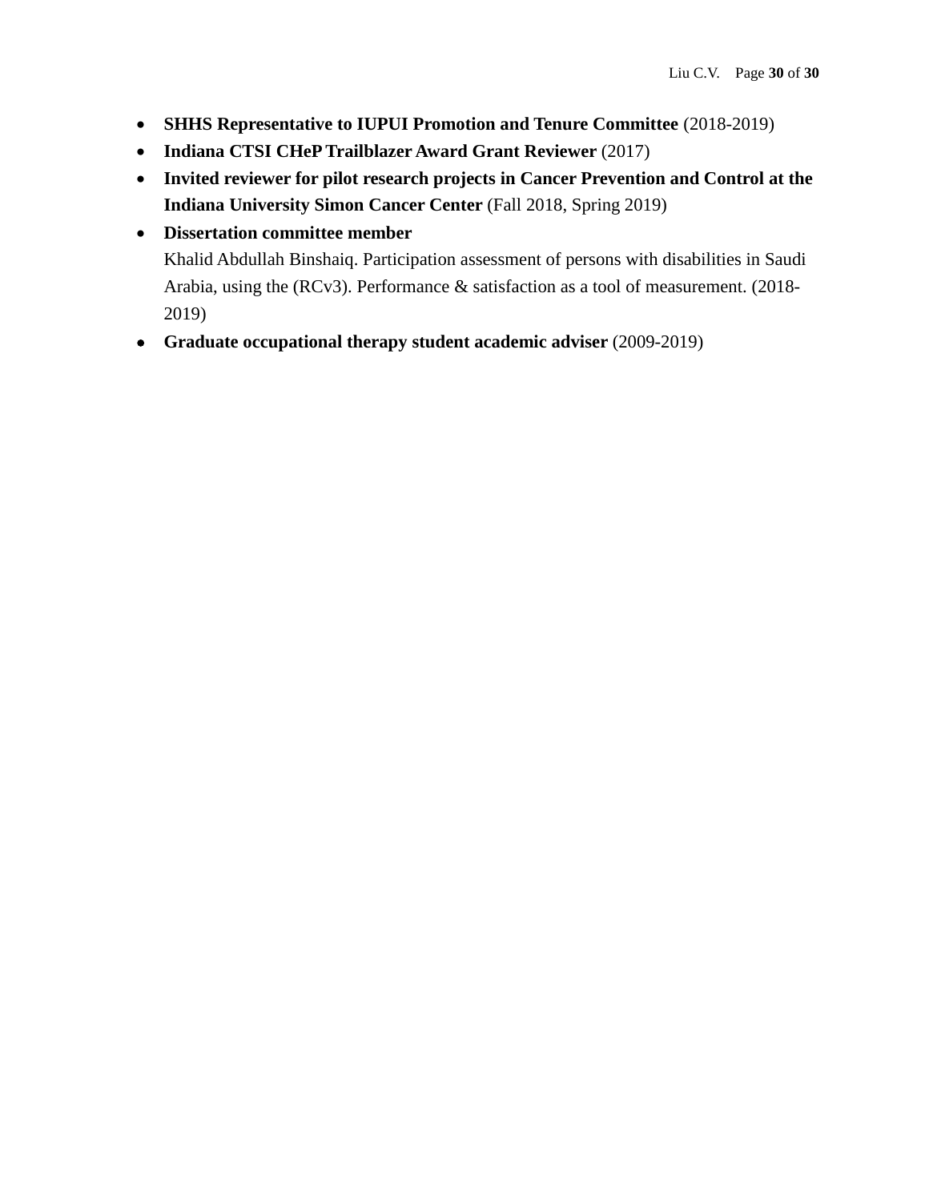- **SHHS Representative to IUPUI Promotion and Tenure Committee** (2018-2019)
- **Indiana CTSI CHeP Trailblazer Award Grant Reviewer** (2017)
- **Invited reviewer for pilot research projects in Cancer Prevention and Control at the Indiana University Simon Cancer Center** (Fall 2018, Spring 2019)
- **Dissertation committee member**
  Khalid Abdullah Binshaiq. Participation assessment of persons with disabilities in Saudi Arabia, using the (RCv3). Performance & satisfaction as a tool of measurement. (2018-2019)
- **Graduate occupational therapy student academic adviser** (2009-2019)